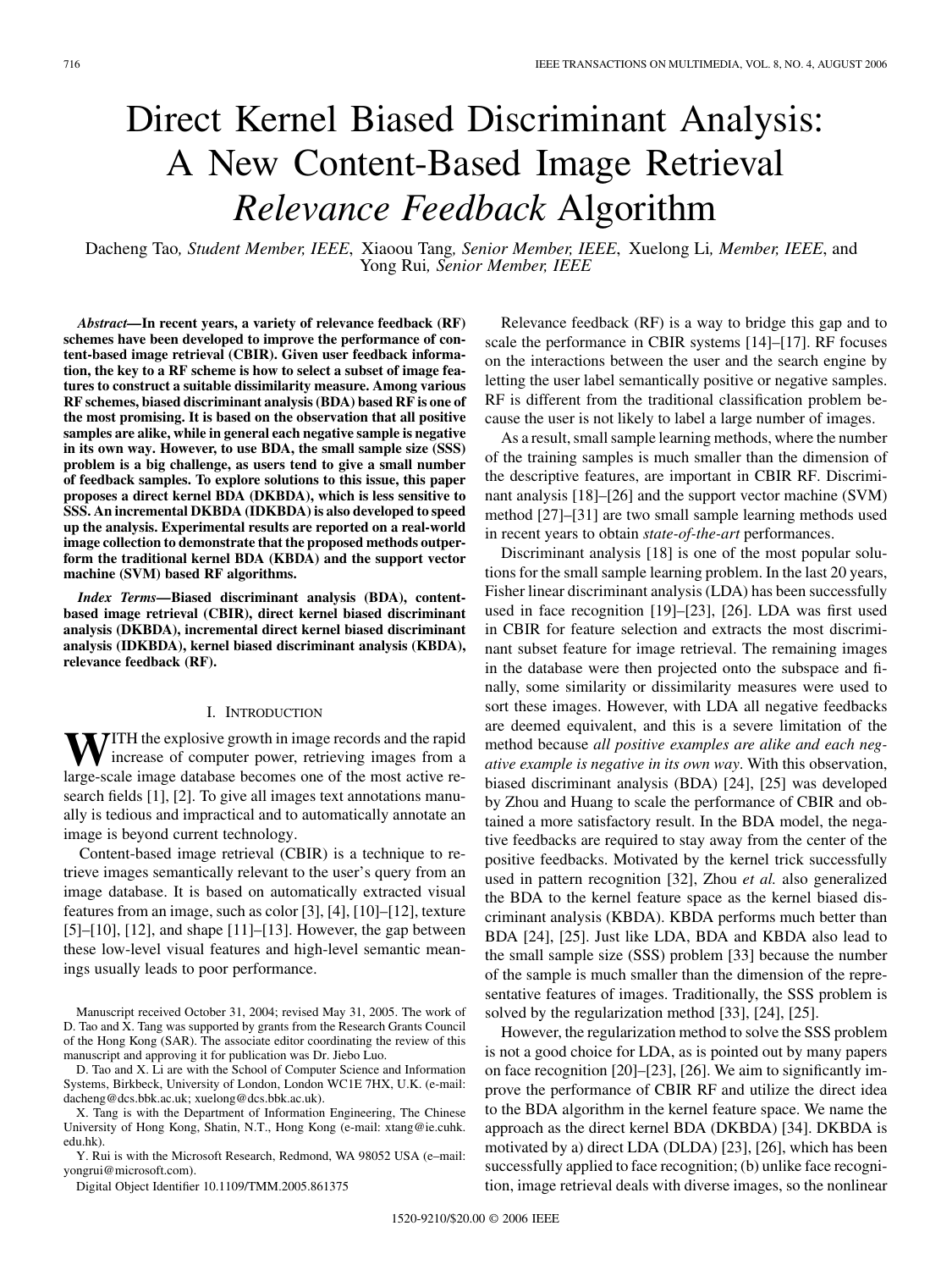# Direct Kernel Biased Discriminant Analysis: A New Content-Based Image Retrieval *Relevance Feedback* Algorithm

Dacheng Tao, *Student Member, IEEE*, Xiaoou Tang, *Senior Member, IEEE*, Xuelong Li, *Member, IEEE*, and Yong Rui, *Senior Member, IEEE*

***Abstract*—In recent years, a variety of relevance feedback (RF) schemes have been developed to improve the performance of content-based image retrieval (CBIR). Given user feedback information, the key to a RF scheme is how to select a subset of image features to construct a suitable dissimilarity measure. Among various RF schemes, biased discriminant analysis (BDA) based RF is one of the most promising. It is based on the observation that all positive samples are alike, while in general each negative sample is negative in its own way. However, to use BDA, the small sample size (SSS) problem is a big challenge, as users tend to give a small number of feedback samples. To explore solutions to this issue, this paper proposes a direct kernel BDA (DKBDA), which is less sensitive to SSS. An incremental DKBDA (IDKBDA) is also developed to speed up the analysis. Experimental results are reported on a real-world image collection to demonstrate that the proposed methods outperform the traditional kernel BDA (KBDA) and the support vector machine (SVM) based RF algorithms.**

***Index Terms*—Biased discriminant analysis (BDA), content-based image retrieval (CBIR), direct kernel biased discriminant analysis (DKBDA), incremental direct kernel biased discriminant analysis (IDKBDA), kernel biased discriminant analysis (KBDA), relevance feedback (RF).**

## I. Introduction

With the explosive growth in image records and the rapid increase of computer power, retrieving images from a large-scale image database becomes one of the most active research fields [1], [2]. To give all images text annotations manually is tedious and impractical and to automatically annotate an image is beyond current technology.

Content-based image retrieval (CBIR) is a technique to retrieve images semantically relevant to the user's query from an image database. It is based on automatically extracted visual features from an image, such as color [3], [4], [10]–[12], texture [5]–[10], [12], and shape [11]–[13]. However, the gap between these low-level visual features and high-level semantic meanings usually leads to poor performance.

Relevance feedback (RF) is a way to bridge this gap and to scale the performance in CBIR systems [14]–[17]. RF focuses on the interactions between the user and the search engine by letting the user label semantically positive or negative samples. RF is different from the traditional classification problem because the user is not likely to label a large number of images.

As a result, small sample learning methods, where the number of the training samples is much smaller than the dimension of the descriptive features, are important in CBIR RF. Discriminant analysis [18]–[26] and the support vector machine (SVM) method [27]–[31] are two small sample learning methods used in recent years to obtain *state-of-the-art* performances.

Discriminant analysis [18] is one of the most popular solutions for the small sample learning problem. In the last 20 years, Fisher linear discriminant analysis (LDA) has been successfully used in face recognition [19]–[23], [26]. LDA was first used in CBIR for feature selection and extracts the most discriminant subset feature for image retrieval. The remaining images in the database were then projected onto the subspace and finally, some similarity or dissimilarity measures were used to sort these images. However, with LDA all negative feedbacks are deemed equivalent, and this is a severe limitation of the method because *all positive examples are alike and each negative example is negative in its own way*. With this observation, biased discriminant analysis (BDA) [24], [25] was developed by Zhou and Huang to scale the performance of CBIR and obtained a more satisfactory result. In the BDA model, the negative feedbacks are required to stay away from the center of the positive feedbacks. Motivated by the kernel trick successfully used in pattern recognition [32], Zhou *et al.* also generalized the BDA to the kernel feature space as the kernel biased discriminant analysis (KBDA). KBDA performs much better than BDA [24], [25]. Just like LDA, BDA and KBDA also lead to the small sample size (SSS) problem [33] because the number of the sample is much smaller than the dimension of the representative features of images. Traditionally, the SSS problem is solved by the regularization method [33], [24], [25].

However, the regularization method to solve the SSS problem is not a good choice for LDA, as is pointed out by many papers on face recognition [20]–[23], [26]. We aim to significantly improve the performance of CBIR RF and utilize the direct idea to the BDA algorithm in the kernel feature space. We name the approach as the direct kernel BDA (DKBDA) [34]. DKBDA is motivated by a) direct LDA (DLDA) [23], [26], which has been successfully applied to face recognition; (b) unlike face recognition, image retrieval deals with diverse images, so the nonlinear

Manuscript received October 31, 2004; revised May 31, 2005. The work of D. Tao and X. Tang was supported by grants from the Research Grants Council of the Hong Kong (SAR). The associate editor coordinating the review of this manuscript and approving it for publication was Dr. Jiebo Luo.

D. Tao and X. Li are with the School of Computer Science and Information Systems, Birkbeck, University of London, London WC1E 7HX, U.K. (e-mail: dacheng@dcs.bbk.ac.uk; xuelong@dcs.bbk.ac.uk).

X. Tang is with the Department of Information Engineering, The Chinese University of Hong Kong, Shatin, N.T., Hong Kong (e-mail: xtang@ie.cuhk.edu.hk).

Y. Rui is with the Microsoft Research, Redmond, WA 98052 USA (e–mail: yongrui@microsoft.com).

Digital Object Identifier 10.1109/TMM.2005.861375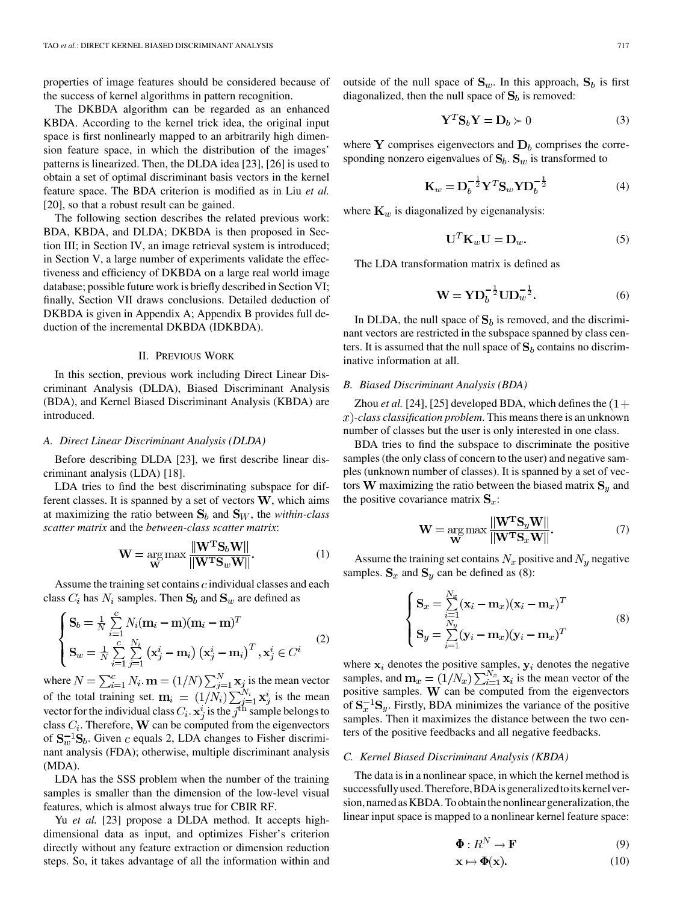properties of image features should be considered because of the success of kernel algorithms in pattern recognition.

The DKBDA algorithm can be regarded as an enhanced KBDA. According to the kernel trick idea, the original input space is first nonlinearly mapped to an arbitrarily high dimension feature space, in which the distribution of the images' patterns is linearized. Then, the DLDA idea [23], [26] is used to obtain a set of optimal discriminant basis vectors in the kernel feature space. The BDA criterion is modified as in Liu *et al.* [20], so that a robust result can be gained.

The following section describes the related previous work: BDA, KBDA, and DLDA; DKBDA is then proposed in Section III; in Section IV, an image retrieval system is introduced; in Section V, a large number of experiments validate the effectiveness and efficiency of DKBDA on a large real world image database; possible future work is briefly described in Section VI; finally, Section VII draws conclusions. Detailed deduction of DKBDA is given in Appendix A; Appendix B provides full deduction of the incremental DKBDA (IDKBDA).

## II. Previous Work

In this section, previous work including Direct Linear Discriminant Analysis (DLDA), Biased Discriminant Analysis (BDA), and Kernel Biased Discriminant Analysis (KBDA) are introduced.

### A. Direct Linear Discriminant Analysis (DLDA)

Before describing DLDA [23], we first describe linear discriminant analysis (LDA) [18].

LDA tries to find the best discriminating subspace for different classes. It is spanned by a set of vectors $\mathbf{W}$, which aims at maximizing the ratio between $\mathbf{S}_b$ and $\mathbf{S}_W$, the *within-class scatter matrix* and the *between-class scatter matrix*:

$$\mathbf{W} = \arg\max_{\mathbf{W}} \frac{\|\mathbf{W^T S}_b \mathbf{W}\|}{\|\mathbf{W^T S}_w \mathbf{W}\|}. \tag{1}$$

Assume the training set contains $c$ individual classes and each class $C_i$ has $N_i$ samples. Then $\mathbf{S}_b$ and $\mathbf{S}_w$ are defined as

$$\begin{cases} \mathbf{S}_b = \frac{1}{N}\sum_{i=1}^{c} N_i(\mathbf{m}_i - \mathbf{m})(\mathbf{m}_i - \mathbf{m})^T \\ \mathbf{S}_w = \frac{1}{N}\sum_{i=1}^{c}\sum_{j=1}^{N_i}\left(\mathbf{x}_j^i - \mathbf{m}_i\right)\left(\mathbf{x}_j^i - \mathbf{m}_i\right)^T, \mathbf{x}_j^i \in C^i \end{cases} \tag{2}$$

where $N = \sum_{i=1}^{c} N_i$. $\mathbf{m} = (1/N)\sum_{j=1}^{N}\mathbf{x}_j$ is the mean vector of the total training set. $\mathbf{m}_i = (1/N_i)\sum_{j=1}^{N_i}\mathbf{x}_j^i$ is the mean vector for the individual class $C_i$. $\mathbf{x}_j^i$ is the $j^{\text{th}}$ sample belongs to class $C_i$. Therefore, $\mathbf{W}$ can be computed from the eigenvectors of $\mathbf{S}_w^{-1}\mathbf{S}_b$. Given $c$ equals 2, LDA changes to Fisher discriminant analysis (FDA); otherwise, multiple discriminant analysis (MDA).

LDA has the SSS problem when the number of the training samples is smaller than the dimension of the low-level visual features, which is almost always true for CBIR RF.

Yu *et al.* [23] propose a DLDA method. It accepts high-dimensional data as input, and optimizes Fisher's criterion directly without any feature extraction or dimension reduction steps. So, it takes advantage of all the information within and outside of the null space of $\mathbf{S}_w$. In this approach, $\mathbf{S}_b$ is first diagonalized, then the null space of $\mathbf{S}_b$ is removed:

$$\mathbf{Y}^T\mathbf{S}_b\mathbf{Y} = \mathbf{D}_b \succ 0 \tag{3}$$

where $\mathbf{Y}$ comprises eigenvectors and $\mathbf{D}_b$ comprises the corresponding nonzero eigenvalues of $\mathbf{S}_b$. $\mathbf{S}_w$ is transformed to

$$\mathbf{K}_w = \mathbf{D}_b^{-\frac{1}{2}}\mathbf{Y}^T\mathbf{S}_w\mathbf{Y}\mathbf{D}_b^{-\frac{1}{2}} \tag{4}$$

where $\mathbf{K}_w$ is diagonalized by eigenanalysis:

$$\mathbf{U}^T\mathbf{K}_w\mathbf{U} = \mathbf{D}_w. \tag{5}$$

The LDA transformation matrix is defined as

$$\mathbf{W} = \mathbf{Y}\mathbf{D}_b^{-\frac{1}{2}}\mathbf{U}\mathbf{D}_w^{-\frac{1}{2}}. \tag{6}$$

In DLDA, the null space of $\mathbf{S}_b$ is removed, and the discriminant vectors are restricted in the subspace spanned by class centers. It is assumed that the null space of $\mathbf{S}_b$ contains no discriminative information at all.

### B. Biased Discriminant Analysis (BDA)

Zhou *et al.* [24], [25] developed BDA, which defines the $(1+x)$*-class classification problem*. This means there is an unknown number of classes but the user is only interested in one class.

BDA tries to find the subspace to discriminate the positive samples (the only class of concern to the user) and negative samples (unknown number of classes). It is spanned by a set of vectors $\mathbf{W}$ maximizing the ratio between the biased matrix $\mathbf{S}_y$ and the positive covariance matrix $\mathbf{S}_x$:

$$\mathbf{W} = \arg\max_{\mathbf{W}} \frac{\|\mathbf{W^T S}_y \mathbf{W}\|}{\|\mathbf{W^T S}_x \mathbf{W}\|}. \tag{7}$$

Assume the training set contains $N_x$ positive and $N_y$ negative samples. $\mathbf{S}_x$ and $\mathbf{S}_y$ can be defined as (8):

$$\begin{cases} \mathbf{S}_x = \sum_{i=1}^{N_x}(\mathbf{x}_i - \mathbf{m}_x)(\mathbf{x}_i - \mathbf{m}_x)^T \\ \mathbf{S}_y = \sum_{i=1}^{N_y}(\mathbf{y}_i - \mathbf{m}_x)(\mathbf{y}_i - \mathbf{m}_x)^T \end{cases} \tag{8}$$

where $\mathbf{x}_i$ denotes the positive samples, $\mathbf{y}_i$ denotes the negative samples, and $\mathbf{m}_x = (1/N_x)\sum_{i=1}^{N_x}\mathbf{x}_i$ is the mean vector of the positive samples. $\mathbf{W}$ can be computed from the eigenvectors of $\mathbf{S}_x^{-1}\mathbf{S}_y$. Firstly, BDA minimizes the variance of the positive samples. Then it maximizes the distance between the two centers of the positive feedbacks and all negative feedbacks.

### C. Kernel Biased Discriminant Analysis (KBDA)

The data is in a nonlinear space, in which the kernel method is successfully used. Therefore, BDA is generalized to its kernel version, named as KBDA. To obtain the nonlinear generalization, the linear input space is mapped to a nonlinear kernel feature space:

$$\mathbf{\Phi} : R^N \rightarrow \mathbf{F} \tag{9}$$

$$\mathbf{x} \mapsto \mathbf{\Phi}(\mathbf{x}). \tag{10}$$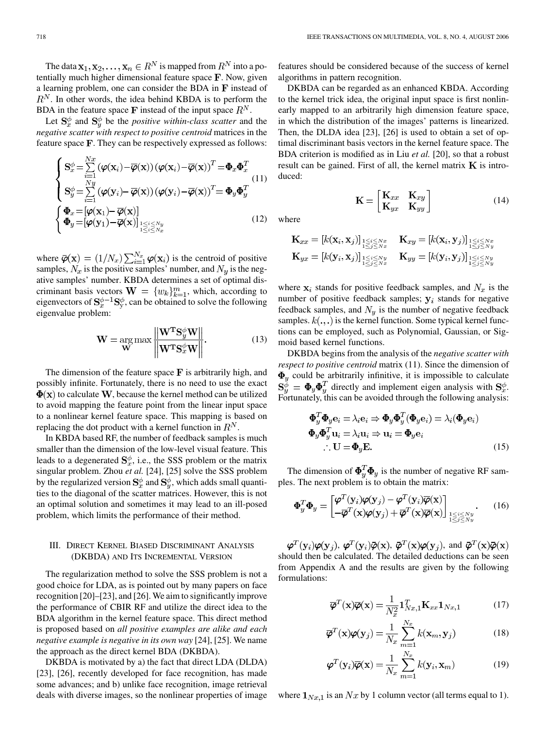The data $\mathbf{x}_1, \mathbf{x}_2, \ldots, \mathbf{x}_n \in R^N$ is mapped from $R^N$ into a potentially much higher dimensional feature space $\mathbf{F}$. Now, given a learning problem, one can consider the BDA in $\mathbf{F}$ instead of $R^N$. In other words, the idea behind KBDA is to perform the BDA in the feature space $\mathbf{F}$ instead of the input space $R^N$.

Let $\mathbf{S}_x^{\phi}$ and $\mathbf{S}_y^{\phi}$ be the *positive within-class scatter* and the *negative scatter with respect to positive centroid* matrices in the feature space $\mathbf{F}$. They can be respectively expressed as follows:

$$\begin{cases} \mathbf{S}_x^{\phi} = \sum_{i=1}^{Nx} (\boldsymbol{\varphi}(\mathbf{x}_i) - \overline{\boldsymbol{\varphi}}(\mathbf{x}))(\boldsymbol{\varphi}(\mathbf{x}_i) - \overline{\boldsymbol{\varphi}}(\mathbf{x}))^T = \mathbf{\Phi}_x \mathbf{\Phi}_x^T \\ \mathbf{S}_y^{\phi} = \sum_{i=1}^{Ny} (\boldsymbol{\varphi}(\mathbf{y}_i) - \overline{\boldsymbol{\varphi}}(\mathbf{x}))(\boldsymbol{\varphi}(\mathbf{y}_i) - \overline{\boldsymbol{\varphi}}(\mathbf{x}))^T = \mathbf{\Phi}_y \mathbf{\Phi}_y^T \end{cases} \tag{11}$$

$$\begin{cases} \mathbf{\Phi}_x = [\boldsymbol{\varphi}(\mathbf{x}_1) - \overline{\boldsymbol{\varphi}}(\mathbf{x})] \\ \mathbf{\Phi}_y = [\boldsymbol{\varphi}(\mathbf{y}_1) - \overline{\boldsymbol{\varphi}}(\mathbf{x})]_{\substack{1 \le i \le N_y \\ 1 \le i \le N_x}} \end{cases} \tag{12}$$

where $\overline{\boldsymbol{\varphi}}(\mathbf{x}) = (1/N_x)\sum_{i=1}^{N_x} \boldsymbol{\varphi}(\mathbf{x}_i)$ is the centroid of positive samples, $N_x$ is the positive samples' number, and $N_y$ is the negative samples' number. KBDA determines a set of optimal discriminant basis vectors $\mathbf{W} = \{w_k\}_{k=1}^m$, which, according to eigenvectors of $\mathbf{S}_x^{\phi -1}\mathbf{S}_y^{\phi}$, can be obtained to solve the following eigenvalue problem:

$$\mathbf{W} = \underset{\mathbf{W}}{\arg\max} \frac{\left\| \mathbf{W^T S}_y^{\phi} \mathbf{W} \right\|}{\left\| \mathbf{W^T S}_x^{\phi} \mathbf{W} \right\|}. \tag{13}$$

The dimension of the feature space $\mathbf{F}$ is arbitrarily high, and possibly infinite. Fortunately, there is no need to use the exact $\mathbf{\Phi}(\mathbf{x})$ to calculate $\mathbf{W}$, because the kernel method can be utilized to avoid mapping the feature point from the linear input space to a nonlinear kernel feature space. This mapping is based on replacing the dot product with a kernel function in $R^N$.

In KBDA based RF, the number of feedback samples is much smaller than the dimension of the low-level visual feature. This leads to a degenerated $\mathbf{S}_x^{\phi}$, i.e., the SSS problem or the matrix singular problem. Zhou *et al.* [24], [25] solve the SSS problem by the regularized version $\mathbf{S}_x^{\phi}$ and $\mathbf{S}_y^{\phi}$, which adds small quantities to the diagonal of the scatter matrices. However, this is not an optimal solution and sometimes it may lead to an ill-posed problem, which limits the performance of their method.

## III. Direct Kernel Biased Discriminant Analysis (DKBDA) and Its Incremental Version

The regularization method to solve the SSS problem is not a good choice for LDA, as is pointed out by many papers on face recognition [20]–[23], and [26]. We aim to significantly improve the performance of CBIR RF and utilize the direct idea to the BDA algorithm in the kernel feature space. This direct method is proposed based on *all positive examples are alike and each negative example is negative in its own way* [24], [25]. We name the approach as the direct kernel BDA (DKBDA).

DKBDA is motivated by a) the fact that direct LDA (DLDA) [23], [26], recently developed for face recognition, has made some advances; and b) unlike face recognition, image retrieval deals with diverse images, so the nonlinear properties of image features should be considered because of the success of kernel algorithms in pattern recognition.

DKBDA can be regarded as an enhanced KBDA. According to the kernel trick idea, the original input space is first nonlinearly mapped to an arbitrarily high dimension feature space, in which the distribution of the images' patterns is linearized. Then, the DLDA idea [23], [26] is used to obtain a set of optimal discriminant basis vectors in the kernel feature space. The BDA criterion is modified as in Liu *et al.* [20], so that a robust result can be gained. First of all, the kernel matrix $\mathbf{K}$ is introduced:

$$\mathbf{K} = \begin{bmatrix} \mathbf{K}_{xx} & \mathbf{K}_{xy} \\ \mathbf{K}_{yx} & \mathbf{K}_{yy} \end{bmatrix} \tag{14}$$

where

$$\mathbf{K}_{xx} = [k(\mathbf{x}_i, \mathbf{x}_j)]_{\substack{1 \le i \le Nx \\ 1 \le j \le Nx}} \quad \mathbf{K}_{xy} = [k(\mathbf{x}_i, \mathbf{y}_j)]_{\substack{1 \le i \le Nx \\ 1 \le j \le Ny}}$$
$$\mathbf{K}_{yx} = [k(\mathbf{y}_i, \mathbf{x}_j)]_{\substack{1 \le i \le Ny \\ 1 \le j \le Nx}} \quad \mathbf{K}_{yy} = [k(\mathbf{y}_i, \mathbf{y}_j)]_{\substack{1 \le i \le Ny \\ 1 \le j \le Ny}}$$

where $\mathbf{x}_i$ stands for positive feedback samples, and $N_x$ is the number of positive feedback samples; $\mathbf{y}_i$ stands for negative feedback samples, and $N_y$ is the number of negative feedback samples. $k(.,.)$ is the kernel function. Some typical kernel functions can be employed, such as Polynomial, Gaussian, or Sigmoid based kernel functions.

DKBDA begins from the analysis of the *negative scatter with respect to positive centroid* matrix (11). Since the dimension of $\mathbf{\Phi}_y$ could be arbitrarily infinitive, it is impossible to calculate $\mathbf{S}_y^{\phi} = \mathbf{\Phi}_y \mathbf{\Phi}_y^T$ directly and implement eigen analysis with $\mathbf{S}_y^{\phi}$. Fortunately, this can be avoided through the following analysis:

$$\begin{aligned} &\mathbf{\Phi}_y^T \mathbf{\Phi}_y \mathbf{e}_i = \lambda_i \mathbf{e}_i \Rightarrow \mathbf{\Phi}_y \mathbf{\Phi}_y^T (\mathbf{\Phi}_y \mathbf{e}_i) = \lambda_i (\mathbf{\Phi}_y \mathbf{e}_i) \\ &\mathbf{\Phi}_y \mathbf{\Phi}_y^T \mathbf{u}_i = \lambda_i \mathbf{u}_i \Rightarrow \mathbf{u}_i = \mathbf{\Phi}_y \mathbf{e}_i \\ &\quad \therefore \mathbf{U} = \mathbf{\Phi}_y \mathbf{E}. \end{aligned} \tag{15}$$

The dimension of $\mathbf{\Phi}_y^T \mathbf{\Phi}_y$ is the number of negative RF samples. The next problem is to obtain the matrix:

$$\mathbf{\Phi}_y^T \mathbf{\Phi}_y = \begin{bmatrix} \boldsymbol{\varphi}^T(\mathbf{y}_i)\boldsymbol{\varphi}(\mathbf{y}_j) - \boldsymbol{\varphi}^T(\mathbf{y}_i)\overline{\boldsymbol{\varphi}}(\mathbf{x}) \\ -\overline{\boldsymbol{\varphi}}^T(\mathbf{x})\boldsymbol{\varphi}(\mathbf{y}_j) + \overline{\boldsymbol{\varphi}}^T(\mathbf{x})\overline{\boldsymbol{\varphi}}(\mathbf{x}) \end{bmatrix}_{\substack{1 \le i \le Ny \\ 1 \le j \le Ny}}. \tag{16}$$

$\boldsymbol{\varphi}^T(\mathbf{y}_i)\boldsymbol{\varphi}(\mathbf{y}_j)$, $\boldsymbol{\varphi}^T(\mathbf{y}_i)\overline{\boldsymbol{\varphi}}(\mathbf{x})$, $\overline{\boldsymbol{\varphi}}^T(\mathbf{x})\boldsymbol{\varphi}(\mathbf{y}_j)$, and $\overline{\boldsymbol{\varphi}}^T(\mathbf{x})\overline{\boldsymbol{\varphi}}(\mathbf{x})$ should then be calculated. The detailed deductions can be seen from Appendix A and the results are given by the following formulations:

$$\overline{\boldsymbol{\varphi}}^T(\mathbf{x})\overline{\boldsymbol{\varphi}}(\mathbf{x}) = \frac{1}{N_x^2} \mathbf{1}_{Nx,1}^T \mathbf{K}_{xx} \mathbf{1}_{Nx,1} \tag{17}$$

$$\overline{\boldsymbol{\varphi}}^T(\mathbf{x})\boldsymbol{\varphi}(\mathbf{y}_j) = \frac{1}{N_x} \sum_{m=1}^{N_x} k(\mathbf{x}_m, \mathbf{y}_j) \tag{18}$$

$$\boldsymbol{\varphi}^T(\mathbf{y}_i)\overline{\boldsymbol{\varphi}}(\mathbf{x}) = \frac{1}{N_x} \sum_{m=1}^{N_x} k(\mathbf{y}_i, \mathbf{x}_m) \tag{19}$$

where $\mathbf{1}_{Nx,1}$ is an $Nx$ by 1 column vector (all terms equal to 1).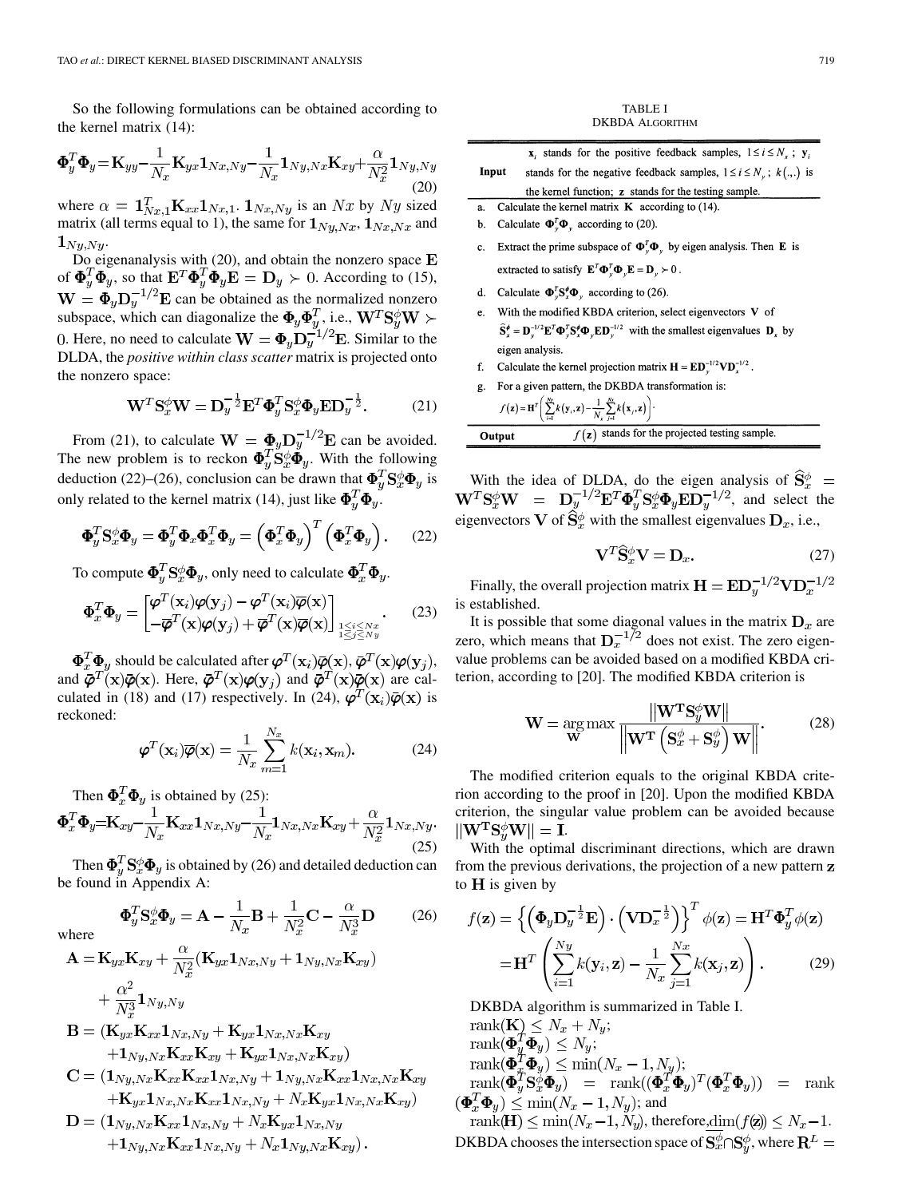So the following formulations can be obtained according to the kernel matrix (14):

$$\Phi_y^T\Phi_y = \mathbf{K}_{yy} - \frac{1}{N_x}\mathbf{K}_{yx}\mathbf{1}_{Nx,Ny} - \frac{1}{N_x}\mathbf{1}_{Ny,Nx}\mathbf{K}_{xy} + \frac{\alpha}{N_x^2}\mathbf{1}_{Ny,Ny} \tag{20}$$

where $\alpha = \mathbf{1}_{Nx,1}^T\mathbf{K}_{xx}\mathbf{1}_{Nx,1}$. $\mathbf{1}_{Nx,Ny}$ is an $Nx$ by $Ny$ sized matrix (all terms equal to 1), the same for $\mathbf{1}_{Ny,Nx}$, $\mathbf{1}_{Nx,Nx}$ and $\mathbf{1}_{Ny,Ny}$.

Do eigenanalysis with (20), and obtain the nonzero space $\mathbf{E}$ of $\Phi_y^T\Phi_y$, so that $\mathbf{E}^T\Phi_y^T\Phi_y\mathbf{E} = \mathbf{D}_y \succ 0$. According to (15), $\mathbf{W} = \Phi_y\mathbf{D}_y^{-1/2}\mathbf{E}$ can be obtained as the normalized nonzero subspace, which can diagonalize the $\Phi_y\Phi_y^T$, i.e., $\mathbf{W}^T\mathbf{S}_y^\phi\mathbf{W} \succ 0$. Here, no need to calculate $\mathbf{W} = \Phi_y\mathbf{D}_y^{-1/2}\mathbf{E}$. Similar to the DLDA, the *positive within class scatter* matrix is projected onto the nonzero space:

$$\mathbf{W}^T\mathbf{S}_x^\phi\mathbf{W} = \mathbf{D}_y^{-\frac{1}{2}}\mathbf{E}^T\Phi_y^T\mathbf{S}_x^\phi\Phi_y\mathbf{E}\mathbf{D}_y^{-\frac{1}{2}}. \tag{21}$$

From (21), to calculate $\mathbf{W} = \Phi_y\mathbf{D}_y^{-1/2}\mathbf{E}$ can be avoided. The new problem is to reckon $\Phi_y^T\mathbf{S}_x^\phi\Phi_y$. With the following deduction (22)–(26), conclusion can be drawn that $\Phi_y^T\mathbf{S}_x^\phi\Phi_y$ is only related to the kernel matrix (14), just like $\Phi_y^T\Phi_y$.

$$\Phi_y^T\mathbf{S}_x^\phi\Phi_y = \Phi_y^T\Phi_x\Phi_x^T\Phi_y = \left(\Phi_x^T\Phi_y\right)^T\left(\Phi_x^T\Phi_y\right). \tag{22}$$

To compute $\Phi_y^T\mathbf{S}_x^\phi\Phi_y$, only need to calculate $\Phi_x^T\Phi_y$.

$$\Phi_x^T\Phi_y = \begin{bmatrix}\varphi^T(\mathbf{x}_i)\varphi(\mathbf{y}_j) - \varphi^T(\mathbf{x}_i)\bar{\varphi}(\mathbf{x}) \\ -\bar{\varphi}^T(\mathbf{x})\varphi(\mathbf{y}_j) + \bar{\varphi}^T(\mathbf{x})\bar{\varphi}(\mathbf{x})\end{bmatrix}_{\substack{1\leq i\leq N_x \\ 1\leq j\leq N_y}}. \tag{23}$$

$\Phi_x^T\Phi_y$ should be calculated after $\varphi^T(\mathbf{x}_i)\bar{\varphi}(\mathbf{x})$, $\bar{\varphi}^T(\mathbf{x})\varphi(\mathbf{y}_j)$, and $\bar{\varphi}^T(\mathbf{x})\bar{\varphi}(\mathbf{x})$. Here, $\bar{\varphi}^T(\mathbf{x})\varphi(\mathbf{y}_j)$ and $\bar{\varphi}^T(\mathbf{x})\bar{\varphi}(\mathbf{x})$ are calculated in (18) and (17) respectively. In (24), $\varphi^T(\mathbf{x}_i)\bar{\varphi}(\mathbf{x})$ is reckoned:

$$\varphi^T(\mathbf{x}_i)\bar{\varphi}(\mathbf{x}) = \frac{1}{N_x}\sum_{m=1}^{N_x}k(\mathbf{x}_i, \mathbf{x}_m). \tag{24}$$

Then $\Phi_x^T\Phi_y$ is obtained by (25):

$$\Phi_x^T\Phi_y = \mathbf{K}_{xy} - \frac{1}{N_x}\mathbf{K}_{xx}\mathbf{1}_{Nx,Ny} - \frac{1}{N_x}\mathbf{1}_{Nx,Nx}\mathbf{K}_{xy} + \frac{\alpha}{N_x^2}\mathbf{1}_{Nx,Ny}. \tag{25}$$

Then $\Phi_y^T\mathbf{S}_x^\phi\Phi_y$ is obtained by (26) and detailed deduction can be found in Appendix A:

$$\Phi_y^T\mathbf{S}_x^\phi\Phi_y = \mathbf{A} - \frac{1}{N_x}\mathbf{B} + \frac{1}{N_x^2}\mathbf{C} - \frac{\alpha}{N_x^3}\mathbf{D} \tag{26}$$

where

$$\begin{aligned}
\mathbf{A} &= \mathbf{K}_{yx}\mathbf{K}_{xy} + \frac{\alpha}{N_x^2}(\mathbf{K}_{yx}\mathbf{1}_{Nx,Ny} + \mathbf{1}_{Ny,Nx}\mathbf{K}_{xy}) \\
&\quad + \frac{\alpha^2}{N_x^3}\mathbf{1}_{Ny,Ny} \\
\mathbf{B} &= (\mathbf{K}_{yx}\mathbf{K}_{xx}\mathbf{1}_{Nx,Ny} + \mathbf{K}_{yx}\mathbf{1}_{Nx,Nx}\mathbf{K}_{xy} \\
&\quad + \mathbf{1}_{Ny,Nx}\mathbf{K}_{xx}\mathbf{K}_{xy} + \mathbf{K}_{yx}\mathbf{1}_{Nx,Nx}\mathbf{K}_{xy}) \\
\mathbf{C} &= (\mathbf{1}_{Ny,Nx}\mathbf{K}_{xx}\mathbf{K}_{xx}\mathbf{1}_{Nx,Ny} + \mathbf{1}_{Ny,Nx}\mathbf{K}_{xx}\mathbf{1}_{Nx,Nx}\mathbf{K}_{xy} \\
&\quad + \mathbf{K}_{yx}\mathbf{1}_{Nx,Nx}\mathbf{K}_{xx}\mathbf{1}_{Nx,Ny} + N_x\mathbf{K}_{yx}\mathbf{1}_{Nx,Nx}\mathbf{K}_{xy}) \\
\mathbf{D} &= (\mathbf{1}_{Ny,Nx}\mathbf{K}_{xx}\mathbf{1}_{Nx,Ny} + N_x\mathbf{K}_{yx}\mathbf{1}_{Nx,Ny} \\
&\quad + \mathbf{1}_{Ny,Nx}\mathbf{K}_{xx}\mathbf{1}_{Nx,Ny} + N_x\mathbf{1}_{Ny,Nx}\mathbf{K}_{xy}).
\end{aligned}$$

TABLE I
DKBDA ALGORITHM

| | |
|---|---|
| **Input** | $\mathbf{x}_i$ stands for the positive feedback samples, $1 \leq i \leq N_x$ ; $\mathbf{y}_i$ stands for the negative feedback samples, $1 \leq i \leq N_y$ ; $k(.,.)$ is the kernel function; $\mathbf{z}$ stands for the testing sample. |
| a. | Calculate the kernel matrix $\mathbf{K}$ according to (14). |
| b. | Calculate $\Phi_y^T\Phi_y$ according to (20). |
| c. | Extract the prime subspace of $\Phi_y^T\Phi_y$ by eigen analysis. Then $\mathbf{E}$ is extracted to satisfy $\mathbf{E}^T\Phi_y^T\Phi_y\mathbf{E} = \mathbf{D}_y \succ 0$. |
| d. | Calculate $\Phi_y^T\mathbf{S}_x^\phi\Phi_y$ according to (26). |
| e. | With the modified KBDA criterion, select eigenvectors $\mathbf{V}$ of $\widehat{\mathbf{S}}_x^\phi = \mathbf{D}_y^{-1/2}\mathbf{E}^T\Phi_y^T\mathbf{S}_x^\phi\Phi_y\mathbf{E}\mathbf{D}_y^{-1/2}$ with the smallest eigenvalues $\mathbf{D}_x$ by eigen analysis. |
| f. | Calculate the kernel projection matrix $\mathbf{H} = \mathbf{E}\mathbf{D}_y^{-1/2}\mathbf{V}\mathbf{D}_x^{-1/2}$. |
| g. | For a given pattern, the DKBDA transformation is: $f(\mathbf{z}) = \mathbf{H}^T\left(\sum_{i=1}^{N_y}k(\mathbf{y}_i, \mathbf{z}) - \frac{1}{N_x}\sum_{j=1}^{N_x}k(\mathbf{x}_j, \mathbf{z})\right)$. |
| **Output** | $f(\mathbf{z})$ stands for the projected testing sample. |

With the idea of DLDA, do the eigen analysis of $\widehat{\mathbf{S}}_x^\phi = \mathbf{W}^T\mathbf{S}_x^\phi\mathbf{W} = \mathbf{D}_y^{-1/2}\mathbf{E}^T\Phi_y^T\mathbf{S}_x^\phi\Phi_y\mathbf{E}\mathbf{D}_y^{-1/2}$, and select the eigenvectors $\mathbf{V}$ of $\widehat{\mathbf{S}}_x^\phi$ with the smallest eigenvalues $\mathbf{D}_x$, i.e.,

$$\mathbf{V}^T\widehat{\mathbf{S}}_x^\phi\mathbf{V} = \mathbf{D}_x. \tag{27}$$

Finally, the overall projection matrix $\mathbf{H} = \mathbf{E}\mathbf{D}_y^{-1/2}\mathbf{V}\mathbf{D}_x^{-1/2}$ is established.

It is possible that some diagonal values in the matrix $\mathbf{D}_x$ are zero, which means that $\mathbf{D}_x^{-1/2}$ does not exist. The zero eigenvalue problems can be avoided based on a modified KBDA criterion, according to [20]. The modified KBDA criterion is

$$\mathbf{W} = \underset{\mathbf{W}}{\arg\max}\frac{\left\|\mathbf{W}^T\mathbf{S}_y^\phi\mathbf{W}\right\|}{\left\|\mathbf{W}^T\left(\mathbf{S}_x^\phi + \mathbf{S}_y^\phi\right)\mathbf{W}\right\|}. \tag{28}$$

The modified criterion equals to the original KBDA criterion according to the proof in [20]. Upon the modified KBDA criterion, the singular value problem can be avoided because $\|\mathbf{W}^T\mathbf{S}_y^\phi\mathbf{W}\| = \mathbf{I}$.

With the optimal discriminant directions, which are drawn from the previous derivations, the projection of a new pattern $\mathbf{z}$ to $\mathbf{H}$ is given by

$$\begin{aligned}
f(\mathbf{z}) &= \left\{\left(\Phi_y\mathbf{D}_y^{-\frac{1}{2}}\mathbf{E}\right)\cdot\left(\mathbf{V}\mathbf{D}_x^{-\frac{1}{2}}\right)\right\}^T\phi(\mathbf{z}) = \mathbf{H}^T\Phi_y^T\phi(\mathbf{z}) \\
&= \mathbf{H}^T\left(\sum_{i=1}^{Ny}k(\mathbf{y}_i, \mathbf{z}) - \frac{1}{N_x}\sum_{j=1}^{Nx}k(\mathbf{x}_j, \mathbf{z})\right).
\end{aligned} \tag{29}$$

DKBDA algorithm is summarized in Table I.

$\text{rank}(\mathbf{K}) \leq N_x + N_y$;
$\text{rank}(\Phi_y^T\Phi_y) \leq N_y$;
$\text{rank}(\Phi_x^T\Phi_y) \leq \min(N_x - 1, N_y)$;
$\text{rank}(\Phi_y^T\mathbf{S}_x^\phi\Phi_y) = \text{rank}((\Phi_x^T\Phi_y)^T(\Phi_x^T\Phi_y)) = \text{rank}(\Phi_x^T\Phi_y) \leq \min(N_x - 1, N_y)$; and
$\text{rank}(\mathbf{H}) \leq \min(N_x - 1, N_y)$, therefore, $\dim(f(\mathbf{z})) \leq N_x - 1$.
DKBDA chooses the intersection space of $\overline{\mathbf{S}_x^\phi} \cap \mathbf{S}_y^\phi$, where $\mathbf{R}^L =$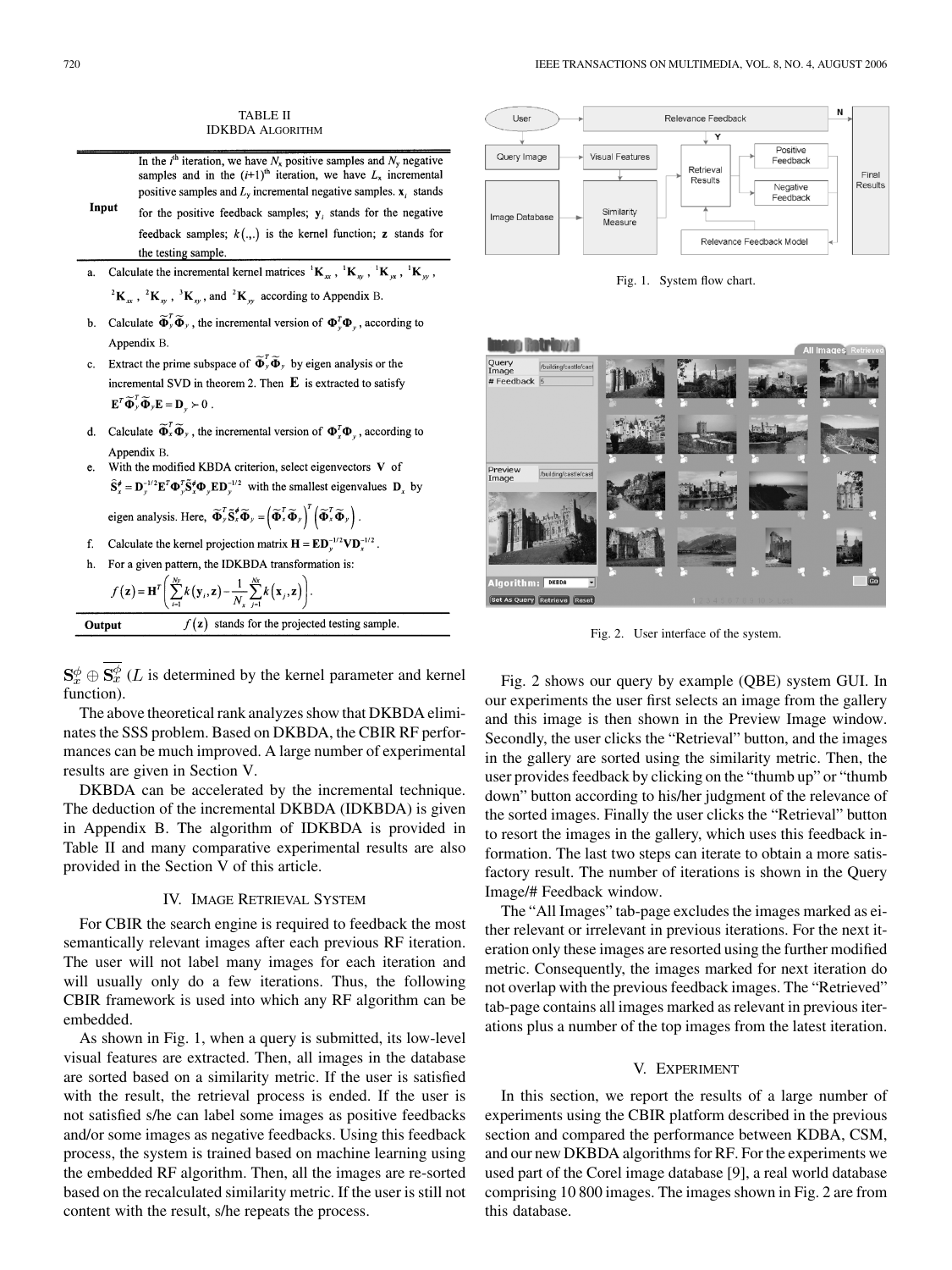TABLE II
IDKBDA Algorithm

| | |
|---|---|
| **Input** | In the $i^{th}$ iteration, we have $N_x$ positive samples and $N_y$ negative samples and in the $(i+1)^{th}$ iteration, we have $L_x$ incremental positive samples and $L_y$ incremental negative samples. $\mathbf{x}_i$ stands for the positive feedback samples; $\mathbf{y}_i$ stands for the negative feedback samples; $k(.,.)$ is the kernel function; $\mathbf{z}$ stands for the testing sample. |
| a. | Calculate the incremental kernel matrices ${}^1\mathbf{K}_{xx}$, ${}^1\mathbf{K}_{xy}$, ${}^1\mathbf{K}_{yx}$, ${}^1\mathbf{K}_{yy}$, ${}^2\mathbf{K}_{xx}$, ${}^2\mathbf{K}_{xy}$, ${}^3\mathbf{K}_{xy}$, and ${}^2\mathbf{K}_{yy}$ according to Appendix B. |
| b. | Calculate $\widetilde{\Phi}_y^T\widetilde{\Phi}_y$, the incremental version of $\Phi_y^T\Phi_y$, according to Appendix B. |
| c. | Extract the prime subspace of $\widetilde{\Phi}_y^T\widetilde{\Phi}_y$ by eigen analysis or the incremental SVD in theorem 2. Then $\mathbf{E}$ is extracted to satisfy $\mathbf{E}^T\widetilde{\Phi}_y^T\widetilde{\Phi}_y\mathbf{E} = \mathbf{D}_y \succ 0$. |
| d. | Calculate $\widetilde{\Phi}_x^T\widetilde{\Phi}_y$, the incremental version of $\Phi_x^T\Phi_y$, according to Appendix B. |
| e. | With the modified KBDA criterion, select eigenvectors $\mathbf{V}$ of $\widehat{\mathbf{S}}_x^\phi = \mathbf{D}_y^{-1/2}\mathbf{E}^T\Phi_y^T\widetilde{\mathbf{S}}_x^\phi\Phi_y\mathbf{E}\mathbf{D}_y^{-1/2}$ with the smallest eigenvalues $\mathbf{D}_x$ by eigen analysis. Here, $\widetilde{\Phi}_y^T\widetilde{\mathbf{S}}_x^\phi\widetilde{\Phi}_y = \left(\widetilde{\Phi}_x^T\widetilde{\Phi}_y\right)^T\left(\widetilde{\Phi}_x^T\widetilde{\Phi}_y\right)$. |
| f. | Calculate the kernel projection matrix $\mathbf{H} = \mathbf{E}\mathbf{D}_y^{-1/2}\mathbf{V}\mathbf{D}_x^{-1/2}$. |
| h. | For a given pattern, the IDKBDA transformation is: $f(\mathbf{z}) = \mathbf{H}^T\left(\sum_{i=1}^{N_y} k(\mathbf{y}_i,\mathbf{z}) - \frac{1}{N_x}\sum_{j=1}^{N_x} k(\mathbf{x}_j,\mathbf{z})\right)$. |
| **Output** | $f(\mathbf{z})$ stands for the projected testing sample. |

$\mathbf{S}_x^\phi \oplus \overline{\mathbf{S}_x^\phi}$ ($L$ is determined by the kernel parameter and kernel function).

The above theoretical rank analyzes show that DKBDA eliminates the SSS problem. Based on DKBDA, the CBIR RF performances can be much improved. A large number of experimental results are given in Section V.

DKBDA can be accelerated by the incremental technique. The deduction of the incremental DKBDA (IDKBDA) is given in Appendix B. The algorithm of IDKBDA is provided in Table II and many comparative experimental results are also provided in the Section V of this article.

## IV. Image Retrieval System

For CBIR the search engine is required to feedback the most semantically relevant images after each previous RF iteration. The user will not label many images for each iteration and will usually only do a few iterations. Thus, the following CBIR framework is used into which any RF algorithm can be embedded.

As shown in Fig. 1, when a query is submitted, its low-level visual features are extracted. Then, all images in the database are sorted based on a similarity metric. If the user is satisfied with the result, the retrieval process is ended. If the user is not satisfied s/he can label some images as positive feedbacks and/or some images as negative feedbacks. Using this feedback process, the system is trained based on machine learning using the embedded RF algorithm. Then, all the images are re-sorted based on the recalculated similarity metric. If the user is still not content with the result, s/he repeats the process.

User
Relevance Feedback
N
Y
Query Image
Visual Features
Retrieval Results
Positive Feedback
Negative Feedback
Final Results
Image Database
Similarity Measure
Relevance Feedback Model

Fig. 1. System flow chart.

Fig. 2. User interface of the system.

Fig. 2 shows our query by example (QBE) system GUI. In our experiments the user first selects an image from the gallery and this image is then shown in the Preview Image window. Secondly, the user clicks the "Retrieval" button, and the images in the gallery are sorted using the similarity metric. Then, the user provides feedback by clicking on the "thumb up" or "thumb down" button according to his/her judgment of the relevance of the sorted images. Finally the user clicks the "Retrieval" button to resort the images in the gallery, which uses this feedback information. The last two steps can iterate to obtain a more satisfactory result. The number of iterations is shown in the Query Image/# Feedback window.

The "All Images" tab-page excludes the images marked as either relevant or irrelevant in previous iterations. For the next iteration only these images are resorted using the further modified metric. Consequently, the images marked for next iteration do not overlap with the previous feedback images. The "Retrieved" tab-page contains all images marked as relevant in previous iterations plus a number of the top images from the latest iteration.

## V. Experiment

In this section, we report the results of a large number of experiments using the CBIR platform described in the previous section and compared the performance between KDBA, CSM, and our new DKBDA algorithms for RF. For the experiments we used part of the Corel image database [9], a real world database comprising 10 800 images. The images shown in Fig. 2 are from this database.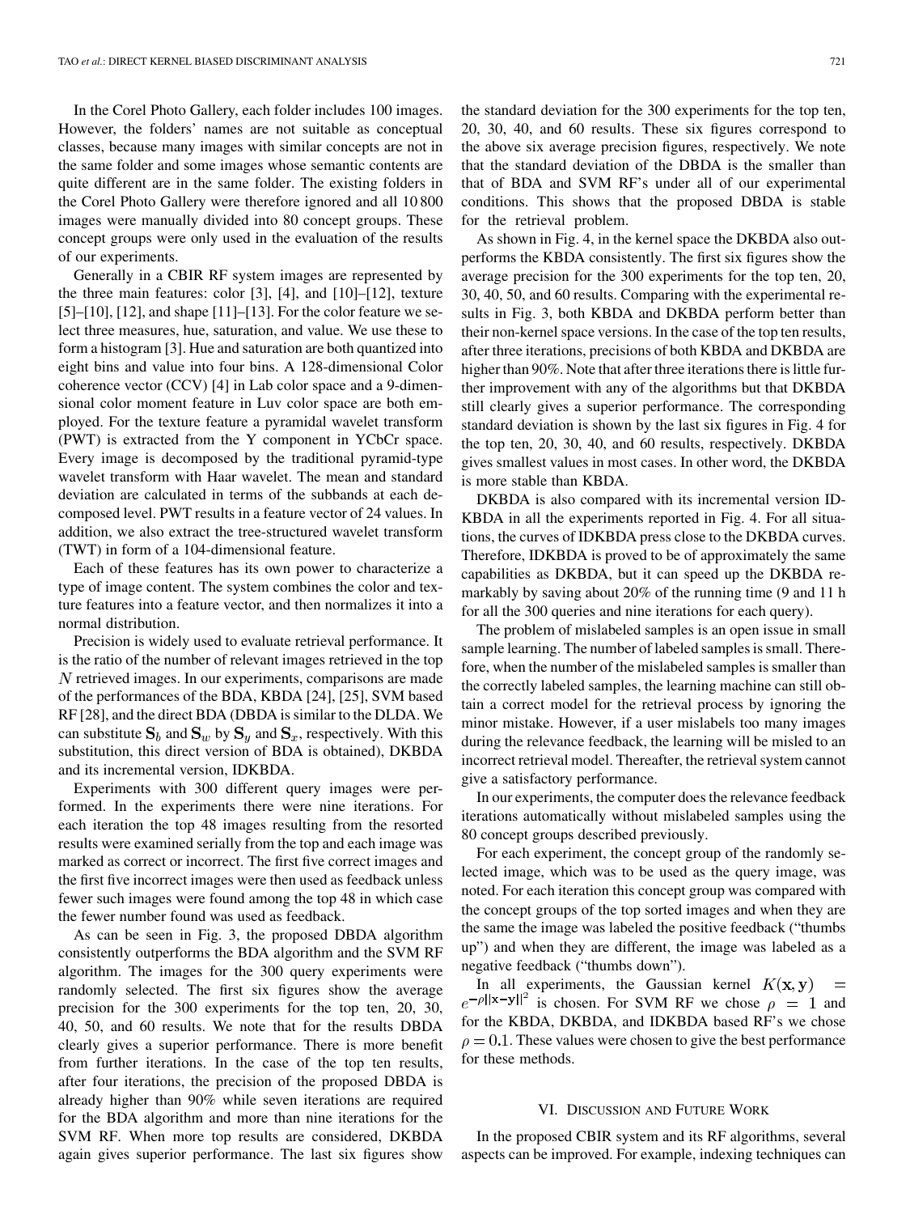In the Corel Photo Gallery, each folder includes 100 images. However, the folders' names are not suitable as conceptual classes, because many images with similar concepts are not in the same folder and some images whose semantic contents are quite different are in the same folder. The existing folders in the Corel Photo Gallery were therefore ignored and all 10 800 images were manually divided into 80 concept groups. These concept groups were only used in the evaluation of the results of our experiments.

Generally in a CBIR RF system images are represented by the three main features: color [3], [4], and [10]–[12], texture [5]–[10], [12], and shape [11]–[13]. For the color feature we select three measures, hue, saturation, and value. We use these to form a histogram [3]. Hue and saturation are both quantized into eight bins and value into four bins. A 128-dimensional Color coherence vector (CCV) [4] in Lab color space and a 9-dimensional color moment feature in Luv color space are both employed. For the texture feature a pyramidal wavelet transform (PWT) is extracted from the Y component in YCbCr space. Every image is decomposed by the traditional pyramid-type wavelet transform with Haar wavelet. The mean and standard deviation are calculated in terms of the subbands at each decomposed level. PWT results in a feature vector of 24 values. In addition, we also extract the tree-structured wavelet transform (TWT) in form of a 104-dimensional feature.

Each of these features has its own power to characterize a type of image content. The system combines the color and texture features into a feature vector, and then normalizes it into a normal distribution.

Precision is widely used to evaluate retrieval performance. It is the ratio of the number of relevant images retrieved in the top $N$ retrieved images. In our experiments, comparisons are made of the performances of the BDA, KBDA [24], [25], SVM based RF [28], and the direct BDA (DBDA is similar to the DLDA. We can substitute $\mathbf{S}_b$ and $\mathbf{S}_w$ by $\mathbf{S}_y$ and $\mathbf{S}_x$, respectively. With this substitution, this direct version of BDA is obtained), DKBDA and its incremental version, IDKBDA.

Experiments with 300 different query images were performed. In the experiments there were nine iterations. For each iteration the top 48 images resulting from the resorted results were examined serially from the top and each image was marked as correct or incorrect. The first five correct images and the first five incorrect images were then used as feedback unless fewer such images were found among the top 48 in which case the fewer number found was used as feedback.

As can be seen in Fig. 3, the proposed DBDA algorithm consistently outperforms the BDA algorithm and the SVM RF algorithm. The images for the 300 query experiments were randomly selected. The first six figures show the average precision for the 300 experiments for the top ten, 20, 30, 40, 50, and 60 results. We note that for the results DBDA clearly gives a superior performance. There is more benefit from further iterations. In the case of the top ten results, after four iterations, the precision of the proposed DBDA is already higher than 90% while seven iterations are required for the BDA algorithm and more than nine iterations for the SVM RF. When more top results are considered, DKBDA again gives superior performance. The last six figures show the standard deviation for the 300 experiments for the top ten, 20, 30, 40, and 60 results. These six figures correspond to the above six average precision figures, respectively. We note that the standard deviation of the DBDA is the smaller than that of BDA and SVM RF's under all of our experimental conditions. This shows that the proposed DBDA is stable for the retrieval problem.

As shown in Fig. 4, in the kernel space the DKBDA also outperforms the KBDA consistently. The first six figures show the average precision for the 300 experiments for the top ten, 20, 30, 40, 50, and 60 results. Comparing with the experimental results in Fig. 3, both KBDA and DKBDA perform better than their non-kernel space versions. In the case of the top ten results, after three iterations, precisions of both KBDA and DKBDA are higher than 90%. Note that after three iterations there is little further improvement with any of the algorithms but that DKBDA still clearly gives a superior performance. The corresponding standard deviation is shown by the last six figures in Fig. 4 for the top ten, 20, 30, 40, and 60 results, respectively. DKBDA gives smallest values in most cases. In other word, the DKBDA is more stable than KBDA.

DKBDA is also compared with its incremental version IDKBDA in all the experiments reported in Fig. 4. For all situations, the curves of IDKBDA press close to the DKBDA curves. Therefore, IDKBDA is proved to be of approximately the same capabilities as DKBDA, but it can speed up the DKBDA remarkably by saving about 20% of the running time (9 and 11 h for all the 300 queries and nine iterations for each query).

The problem of mislabeled samples is an open issue in small sample learning. The number of labeled samples is small. Therefore, when the number of the mislabeled samples is smaller than the correctly labeled samples, the learning machine can still obtain a correct model for the retrieval process by ignoring the minor mistake. However, if a user mislabels too many images during the relevance feedback, the learning will be misled to an incorrect retrieval model. Thereafter, the retrieval system cannot give a satisfactory performance.

In our experiments, the computer does the relevance feedback iterations automatically without mislabeled samples using the 80 concept groups described previously.

For each experiment, the concept group of the randomly selected image, which was to be used as the query image, was noted. For each iteration this concept group was compared with the concept groups of the top sorted images and when they are the same the image was labeled the positive feedback ("thumbs up") and when they are different, the image was labeled as a negative feedback ("thumbs down").

In all experiments, the Gaussian kernel $K(\mathbf{x}, \mathbf{y}) = e^{-\rho\|\mathbf{x}-\mathbf{y}\|^2}$ is chosen. For SVM RF we chose $\rho = 1$ and for the KBDA, DKBDA, and IDKBDA based RF's we chose $\rho = 0.1$. These values were chosen to give the best performance for these methods.

## VI. Discussion and Future Work

In the proposed CBIR system and its RF algorithms, several aspects can be improved. For example, indexing techniques can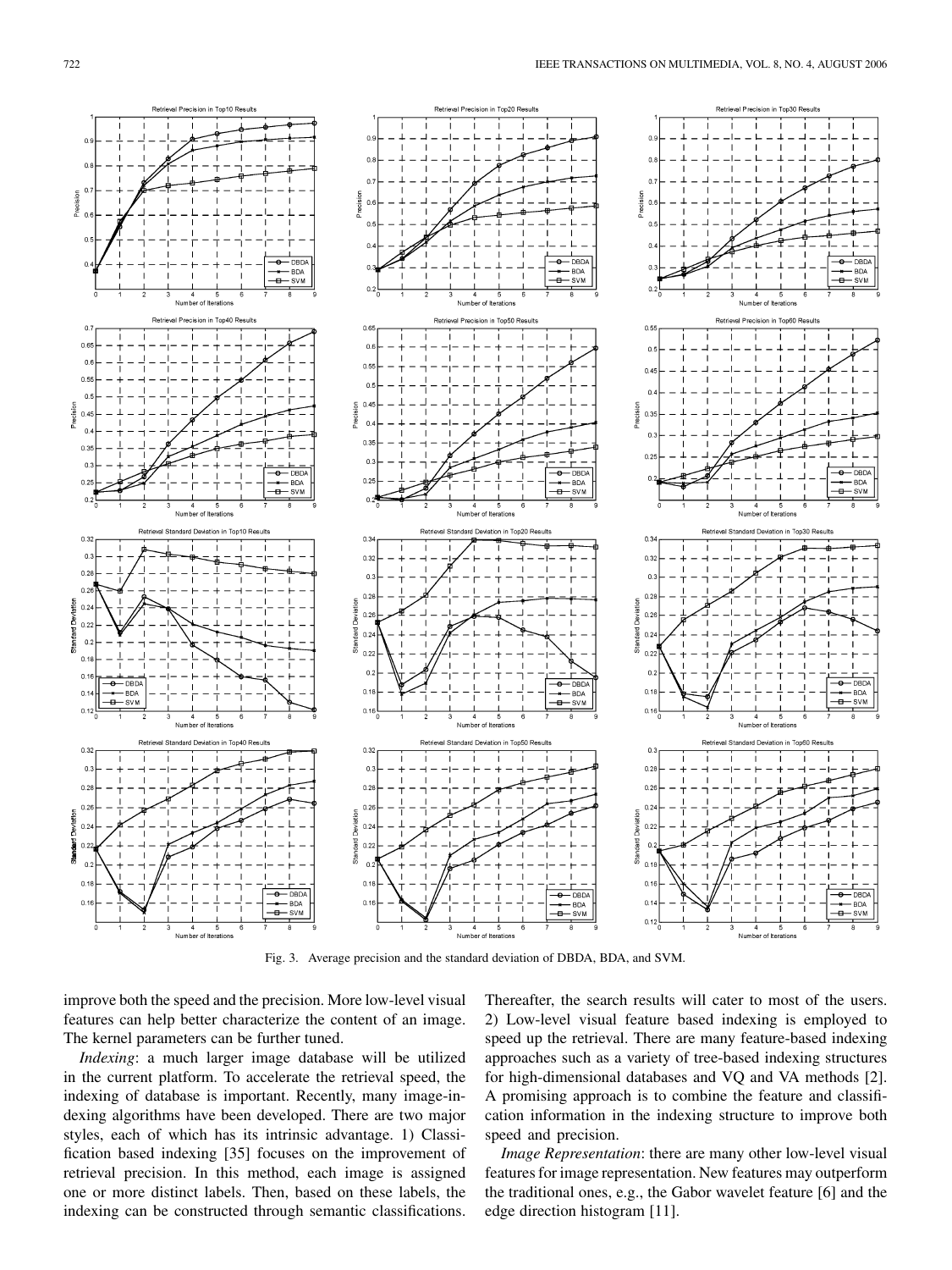Fig. 3. Average precision and the standard deviation of DBDA, BDA, and SVM.

improve both the speed and the precision. More low-level visual features can help better characterize the content of an image. The kernel parameters can be further tuned.

*Indexing*: a much larger image database will be utilized in the current platform. To accelerate the retrieval speed, the indexing of database is important. Recently, many image-indexing algorithms have been developed. There are two major styles, each of which has its intrinsic advantage. 1) Classification based indexing [35] focuses on the improvement of retrieval precision. In this method, each image is assigned one or more distinct labels. Then, based on these labels, the indexing can be constructed through semantic classifications. Thereafter, the search results will cater to most of the users. 2) Low-level visual feature based indexing is employed to speed up the retrieval. There are many feature-based indexing approaches such as a variety of tree-based indexing structures for high-dimensional databases and VQ and VA methods [2]. A promising approach is to combine the feature and classification information in the indexing structure to improve both speed and precision.

*Image Representation*: there are many other low-level visual features for image representation. New features may outperform the traditional ones, e.g., the Gabor wavelet feature [6] and the edge direction histogram [11].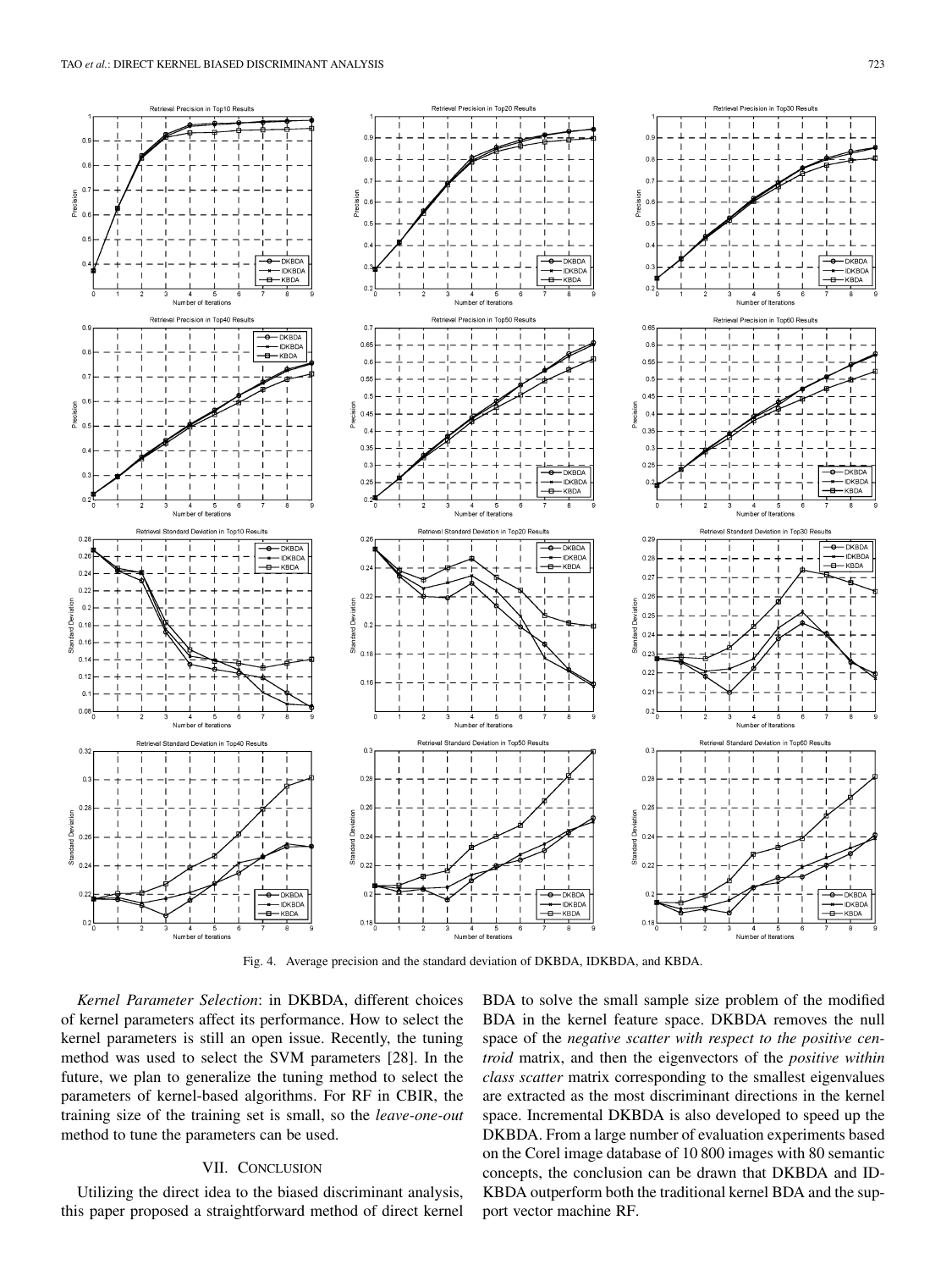Retrieval Precision in Top10 Results

Precision

Number of Iterations

DKBDA
IDKBDA
KBDA

Retrieval Precision in Top20 Results

Retrieval Precision in Top30 Results

Retrieval Precision in Top40 Results

Retrieval Precision in Top50 Results

Retrieval Precision in Top60 Results

Retrieval Standard Deviation in Top10 Results

Standard Deviation

Retrieval Standard Deviation in Top20 Results

Retrieval Standard Deviation in Top30 Results

Retrieval Standard Deviation in Top40 Results

Retrieval Standard Deviation in Top50 Results

Retrieval Standard Deviation in Top60 Results

Fig. 4. Average precision and the standard deviation of DKBDA, IDKBDA, and KBDA.

*Kernel Parameter Selection*: in DKBDA, different choices of kernel parameters affect its performance. How to select the kernel parameters is still an open issue. Recently, the tuning method was used to select the SVM parameters [28]. In the future, we plan to generalize the tuning method to select the parameters of kernel-based algorithms. For RF in CBIR, the training size of the training set is small, so the *leave-one-out* method to tune the parameters can be used.

## VII. Conclusion

Utilizing the direct idea to the biased discriminant analysis, this paper proposed a straightforward method of direct kernel BDA to solve the small sample size problem of the modified BDA in the kernel feature space. DKBDA removes the null space of the *negative scatter with respect to the positive centroid* matrix, and then the eigenvectors of the *positive within class scatter* matrix corresponding to the smallest eigenvalues are extracted as the most discriminant directions in the kernel space. Incremental DKBDA is also developed to speed up the DKBDA. From a large number of evaluation experiments based on the Corel image database of 10 800 images with 80 semantic concepts, the conclusion can be drawn that DKBDA and IDKBDA outperform both the traditional kernel BDA and the support vector machine RF.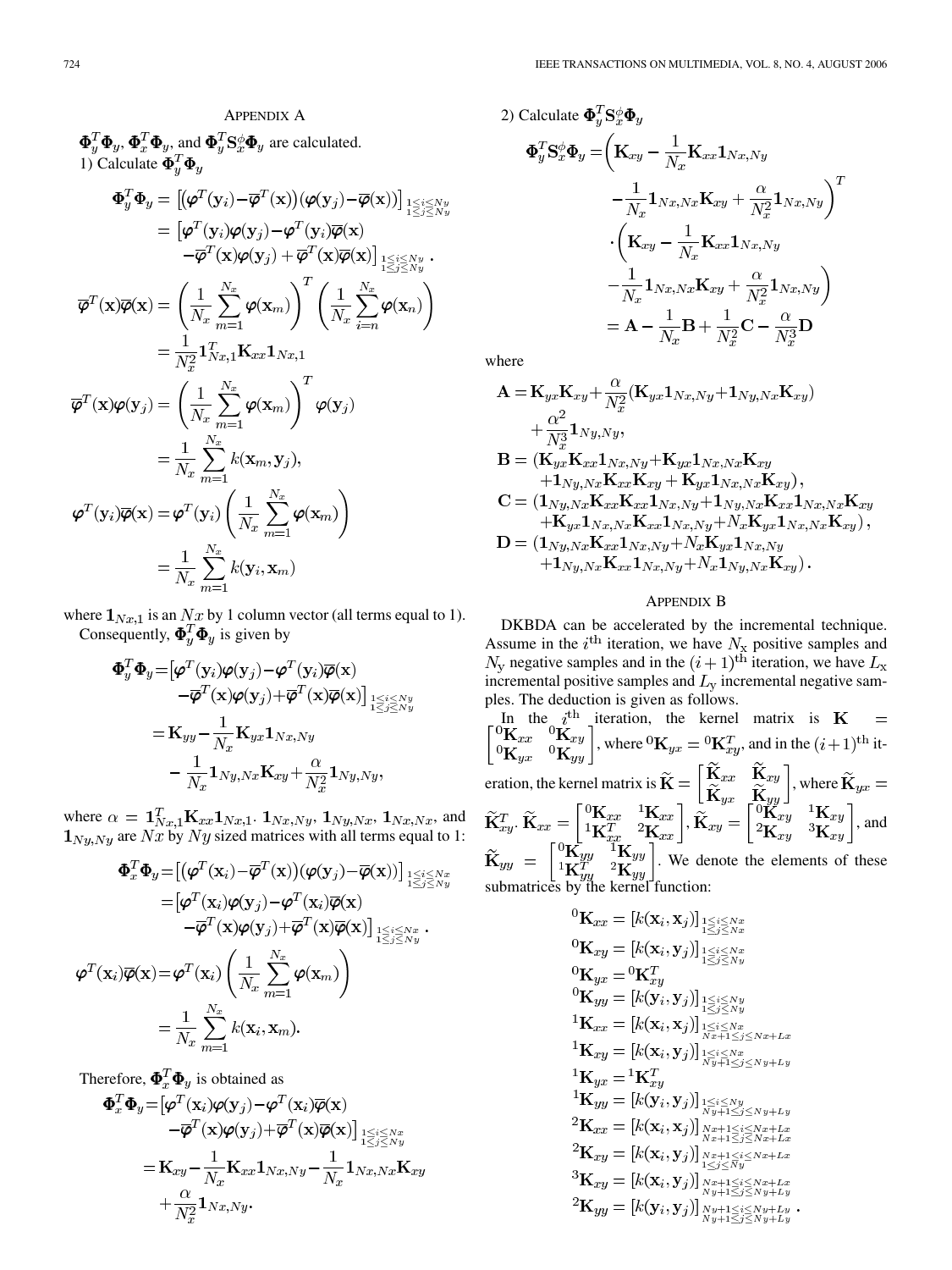## APPENDIX A

$\boldsymbol{\Phi}_y^T\boldsymbol{\Phi}_y$, $\boldsymbol{\Phi}_x^T\boldsymbol{\Phi}_y$, and $\boldsymbol{\Phi}_y^T\mathbf{S}_x^{\phi}\boldsymbol{\Phi}_y$ are calculated.

1) Calculate $\boldsymbol{\Phi}_y^T\boldsymbol{\Phi}_y$

$$
\begin{aligned}
\boldsymbol{\Phi}_y^T\boldsymbol{\Phi}_y &= \left[(\boldsymbol{\varphi}^T(\mathbf{y}_i)-\overline{\boldsymbol{\varphi}}^T(\mathbf{x}))(\boldsymbol{\varphi}(\mathbf{y}_j)-\overline{\boldsymbol{\varphi}}(\mathbf{x}))\right]_{\substack{1\le i\le Ny\\1\le j\le Ny}}\\
&= \left[\boldsymbol{\varphi}^T(\mathbf{y}_i)\boldsymbol{\varphi}(\mathbf{y}_j)-\boldsymbol{\varphi}^T(\mathbf{y}_i)\overline{\boldsymbol{\varphi}}(\mathbf{x}) -\overline{\boldsymbol{\varphi}}^T(\mathbf{x})\boldsymbol{\varphi}(\mathbf{y}_j)+\overline{\boldsymbol{\varphi}}^T(\mathbf{x})\overline{\boldsymbol{\varphi}}(\mathbf{x})\right]_{\substack{1\le i\le Ny\\1\le j\le Ny}}.
\end{aligned}
$$

$$
\begin{aligned}
\overline{\boldsymbol{\varphi}}^T(\mathbf{x})\overline{\boldsymbol{\varphi}}(\mathbf{x}) &= \left(\frac{1}{N_x}\sum_{m=1}^{N_x}\boldsymbol{\varphi}(\mathbf{x}_m)\right)^T\left(\frac{1}{N_x}\sum_{i=n}^{N_x}\boldsymbol{\varphi}(\mathbf{x}_n)\right)\\
&= \frac{1}{N_x^2}\mathbf{1}_{Nx,1}^T\mathbf{K}_{xx}\mathbf{1}_{Nx,1}\\
\overline{\boldsymbol{\varphi}}^T(\mathbf{x})\boldsymbol{\varphi}(\mathbf{y}_j) &= \left(\frac{1}{N_x}\sum_{m=1}^{N_x}\boldsymbol{\varphi}(\mathbf{x}_m)\right)^T\boldsymbol{\varphi}(\mathbf{y}_j)\\
&= \frac{1}{N_x}\sum_{m=1}^{N_x}k(\mathbf{x}_m,\mathbf{y}_j),\\
\boldsymbol{\varphi}^T(\mathbf{y}_i)\overline{\boldsymbol{\varphi}}(\mathbf{x}) &= \boldsymbol{\varphi}^T(\mathbf{y}_i)\left(\frac{1}{N_x}\sum_{m=1}^{N_x}\boldsymbol{\varphi}(\mathbf{x}_m)\right)\\
&= \frac{1}{N_x}\sum_{m=1}^{N_x}k(\mathbf{y}_i,\mathbf{x}_m)
\end{aligned}
$$

where $\mathbf{1}_{Nx,1}$ is an $Nx$ by 1 column vector (all terms equal to 1).

Consequently, $\boldsymbol{\Phi}_y^T\boldsymbol{\Phi}_y$ is given by

$$
\begin{aligned}
\boldsymbol{\Phi}_y^T\boldsymbol{\Phi}_y &= \left[\boldsymbol{\varphi}^T(\mathbf{y}_i)\boldsymbol{\varphi}(\mathbf{y}_j)-\boldsymbol{\varphi}^T(\mathbf{y}_i)\overline{\boldsymbol{\varphi}}(\mathbf{x}) -\overline{\boldsymbol{\varphi}}^T(\mathbf{x})\boldsymbol{\varphi}(\mathbf{y}_j)+\overline{\boldsymbol{\varphi}}^T(\mathbf{x})\overline{\boldsymbol{\varphi}}(\mathbf{x})\right]_{\substack{1\le i\le Ny\\1\le j\le Ny}}\\
&= \mathbf{K}_{yy}-\frac{1}{N_x}\mathbf{K}_{yx}\mathbf{1}_{Nx,Ny} - \frac{1}{N_x}\mathbf{1}_{Ny,Nx}\mathbf{K}_{xy}+\frac{\alpha}{N_x^2}\mathbf{1}_{Ny,Ny},
\end{aligned}
$$

where $\alpha = \mathbf{1}_{Nx,1}^T\mathbf{K}_{xx}\mathbf{1}_{Nx,1}$. $\mathbf{1}_{Nx,Ny}$, $\mathbf{1}_{Ny,Nx}$, $\mathbf{1}_{Nx,Nx}$, and $\mathbf{1}_{Ny,Ny}$ are $Nx$ by $Ny$ sized matrices with all terms equal to 1:

$$
\begin{aligned}
\boldsymbol{\Phi}_x^T\boldsymbol{\Phi}_y &= \left[(\boldsymbol{\varphi}^T(\mathbf{x}_i)-\overline{\boldsymbol{\varphi}}^T(\mathbf{x}))(\boldsymbol{\varphi}(\mathbf{y}_j)-\overline{\boldsymbol{\varphi}}(\mathbf{x}))\right]_{\substack{1\le i\le Nx\\1\le j\le Ny}}\\
&= \left[\boldsymbol{\varphi}^T(\mathbf{x}_i)\boldsymbol{\varphi}(\mathbf{y}_j)-\boldsymbol{\varphi}^T(\mathbf{x}_i)\overline{\boldsymbol{\varphi}}(\mathbf{x}) -\overline{\boldsymbol{\varphi}}^T(\mathbf{x})\boldsymbol{\varphi}(\mathbf{y}_j)+\overline{\boldsymbol{\varphi}}^T(\mathbf{x})\overline{\boldsymbol{\varphi}}(\mathbf{x})\right]_{\substack{1\le i\le Nx\\1\le j\le Ny}}.
\end{aligned}
$$

$$
\begin{aligned}
\boldsymbol{\varphi}^T(\mathbf{x}_i)\overline{\boldsymbol{\varphi}}(\mathbf{x}) &= \boldsymbol{\varphi}^T(\mathbf{x}_i)\left(\frac{1}{N_x}\sum_{m=1}^{N_x}\boldsymbol{\varphi}(\mathbf{x}_m)\right)\\
&= \frac{1}{N_x}\sum_{m=1}^{N_x}k(\mathbf{x}_i,\mathbf{x}_m).
\end{aligned}
$$

Therefore, $\boldsymbol{\Phi}_x^T\boldsymbol{\Phi}_y$ is obtained as

$$
\begin{aligned}
\boldsymbol{\Phi}_x^T\boldsymbol{\Phi}_y &= \left[\boldsymbol{\varphi}^T(\mathbf{x}_i)\boldsymbol{\varphi}(\mathbf{y}_j)-\boldsymbol{\varphi}^T(\mathbf{x}_i)\overline{\boldsymbol{\varphi}}(\mathbf{x}) -\overline{\boldsymbol{\varphi}}^T(\mathbf{x})\boldsymbol{\varphi}(\mathbf{y}_j)+\overline{\boldsymbol{\varphi}}^T(\mathbf{x})\overline{\boldsymbol{\varphi}}(\mathbf{x})\right]_{\substack{1\le i\le Nx\\1\le j\le Ny}}\\
&= \mathbf{K}_{xy}-\frac{1}{N_x}\mathbf{K}_{xx}\mathbf{1}_{Nx,Ny}-\frac{1}{N_x}\mathbf{1}_{Nx,Nx}\mathbf{K}_{xy} +\frac{\alpha}{N_x^2}\mathbf{1}_{Nx,Ny}.
\end{aligned}
$$

2) Calculate $\boldsymbol{\Phi}_y^T\mathbf{S}_x^{\phi}\boldsymbol{\Phi}_y$

$$
\begin{aligned}
\boldsymbol{\Phi}_y^T\mathbf{S}_x^{\phi}\boldsymbol{\Phi}_y &= \left(\mathbf{K}_{xy}-\frac{1}{N_x}\mathbf{K}_{xx}\mathbf{1}_{Nx,Ny} -\frac{1}{N_x}\mathbf{1}_{Nx,Nx}\mathbf{K}_{xy}+\frac{\alpha}{N_x^2}\mathbf{1}_{Nx,Ny}\right)^T\\
&\quad\cdot\left(\mathbf{K}_{xy}-\frac{1}{N_x}\mathbf{K}_{xx}\mathbf{1}_{Nx,Ny} -\frac{1}{N_x}\mathbf{1}_{Nx,Nx}\mathbf{K}_{xy}+\frac{\alpha}{N_x^2}\mathbf{1}_{Nx,Ny}\right)\\
&= \mathbf{A}-\frac{1}{N_x}\mathbf{B}+\frac{1}{N_x^2}\mathbf{C}-\frac{\alpha}{N_x^3}\mathbf{D}
\end{aligned}
$$

where

$$
\begin{aligned}
\mathbf{A} &= \mathbf{K}_{yx}\mathbf{K}_{xy}+\frac{\alpha}{N_x^2}(\mathbf{K}_{yx}\mathbf{1}_{Nx,Ny}+\mathbf{1}_{Ny,Nx}\mathbf{K}_{xy}) +\frac{\alpha^2}{N_x^3}\mathbf{1}_{Ny,Ny},\\
\mathbf{B} &= (\mathbf{K}_{yx}\mathbf{K}_{xx}\mathbf{1}_{Nx,Ny}+\mathbf{K}_{yx}\mathbf{1}_{Nx,Nx}\mathbf{K}_{xy} +\mathbf{1}_{Ny,Nx}\mathbf{K}_{xx}\mathbf{K}_{xy}+\mathbf{K}_{yx}\mathbf{1}_{Nx,Nx}\mathbf{K}_{xy}),\\
\mathbf{C} &= (\mathbf{1}_{Ny,Nx}\mathbf{K}_{xx}\mathbf{K}_{xx}\mathbf{1}_{Nx,Ny}+\mathbf{1}_{Ny,Nx}\mathbf{K}_{xx}\mathbf{1}_{Nx,Nx}\mathbf{K}_{xy} +\mathbf{K}_{yx}\mathbf{1}_{Nx,Nx}\mathbf{K}_{xx}\mathbf{1}_{Nx,Ny}+N_x\mathbf{K}_{yx}\mathbf{1}_{Nx,Nx}\mathbf{K}_{xy}),\\
\mathbf{D} &= (\mathbf{1}_{Ny,Nx}\mathbf{K}_{xx}\mathbf{1}_{Nx,Ny}+N_x\mathbf{K}_{yx}\mathbf{1}_{Nx,Ny} +\mathbf{1}_{Ny,Nx}\mathbf{K}_{xx}\mathbf{1}_{Nx,Ny}+N_x\mathbf{1}_{Ny,Nx}\mathbf{K}_{xy}).
\end{aligned}
$$

## APPENDIX B

DKBDA can be accelerated by the incremental technique. Assume in the $i^{\text{th}}$ iteration, we have $N_{\text{x}}$ positive samples and $N_{\text{y}}$ negative samples and in the $(i+1)^{\text{th}}$ iteration, we have $L_{\text{x}}$ incremental positive samples and $L_{\text{y}}$ incremental negative samples. The deduction is given as follows.

In the $i^{\text{th}}$ iteration, the kernel matrix is $\mathbf{K} = \begin{bmatrix}{}^0\mathbf{K}_{xx} & {}^0\mathbf{K}_{xy}\\ {}^0\mathbf{K}_{yx} & {}^0\mathbf{K}_{yy}\end{bmatrix}$, where ${}^0\mathbf{K}_{yx} = {}^0\mathbf{K}_{xy}^T$, and in the $(i+1)^{\text{th}}$ iteration, the kernel matrix is $\widetilde{\mathbf{K}} = \begin{bmatrix}\widetilde{\mathbf{K}}_{xx} & \widetilde{\mathbf{K}}_{xy}\\ \widetilde{\mathbf{K}}_{yx} & \widetilde{\mathbf{K}}_{yy}\end{bmatrix}$, where $\widetilde{\mathbf{K}}_{yx} = \widetilde{\mathbf{K}}_{xy}^T$. $\widetilde{\mathbf{K}}_{xx} = \begin{bmatrix}{}^0\mathbf{K}_{xx} & {}^1\mathbf{K}_{xx}\\ {}^1\mathbf{K}_{xx}^T & {}^2\mathbf{K}_{xx}\end{bmatrix}$, $\widetilde{\mathbf{K}}_{xy} = \begin{bmatrix}{}^0\mathbf{K}_{xy} & {}^1\mathbf{K}_{xy}\\ {}^2\mathbf{K}_{xy} & {}^3\mathbf{K}_{xy}\end{bmatrix}$, and $\widetilde{\mathbf{K}}_{yy} = \begin{bmatrix}{}^0\mathbf{K}_{yy} & {}^1\mathbf{K}_{yy}\\ {}^1\mathbf{K}_{yy}^T & {}^2\mathbf{K}_{yy}\end{bmatrix}$. We denote the elements of these submatrices by the kernel function:

$$
\begin{aligned}
{}^0\mathbf{K}_{xx} &= [k(\mathbf{x}_i,\mathbf{x}_j)]_{\substack{1\le i\le Nx\\1\le j\le Nx}}\\
{}^0\mathbf{K}_{xy} &= [k(\mathbf{x}_i,\mathbf{y}_j)]_{\substack{1\le i\le Nx\\1\le j\le Ny}}\\
{}^0\mathbf{K}_{yx} &= {}^0\mathbf{K}_{xy}^T\\
{}^0\mathbf{K}_{yy} &= [k(\mathbf{y}_i,\mathbf{y}_j)]_{\substack{1\le i\le Ny\\1\le j\le Ny}}\\
{}^1\mathbf{K}_{xx} &= [k(\mathbf{x}_i,\mathbf{x}_j)]_{\substack{1\le i\le Nx\\Nx+1\le j\le Nx+Lx}}\\
{}^1\mathbf{K}_{xy} &= [k(\mathbf{x}_i,\mathbf{y}_j)]_{\substack{1\le i\le Nx\\Ny+1\le j\le Ny+Ly}}\\
{}^1\mathbf{K}_{yx} &= {}^1\mathbf{K}_{xy}^T\\
{}^1\mathbf{K}_{yy} &= [k(\mathbf{y}_i,\mathbf{y}_j)]_{\substack{1\le i\le Ny\\Ny+1\le j\le Ny+Ly}}\\
{}^2\mathbf{K}_{xx} &= [k(\mathbf{x}_i,\mathbf{x}_j)]_{\substack{Nx+1\le i\le Nx+Lx\\Nx+1\le j\le Nx+Lx}}\\
{}^2\mathbf{K}_{xy} &= [k(\mathbf{x}_i,\mathbf{y}_j)]_{\substack{Nx+1\le i\le Nx+Lx\\1\le j\le Ny}}\\
{}^3\mathbf{K}_{xy} &= [k(\mathbf{x}_i,\mathbf{y}_j)]_{\substack{Nx+1\le i\le Nx+Lx\\Ny+1\le j\le Ny+Ly}}\\
{}^2\mathbf{K}_{yy} &= [k(\mathbf{y}_i,\mathbf{y}_j)]_{\substack{Ny+1\le i\le Ny+Ly\\Ny+1\le j\le Ny+Ly}}.
\end{aligned}
$$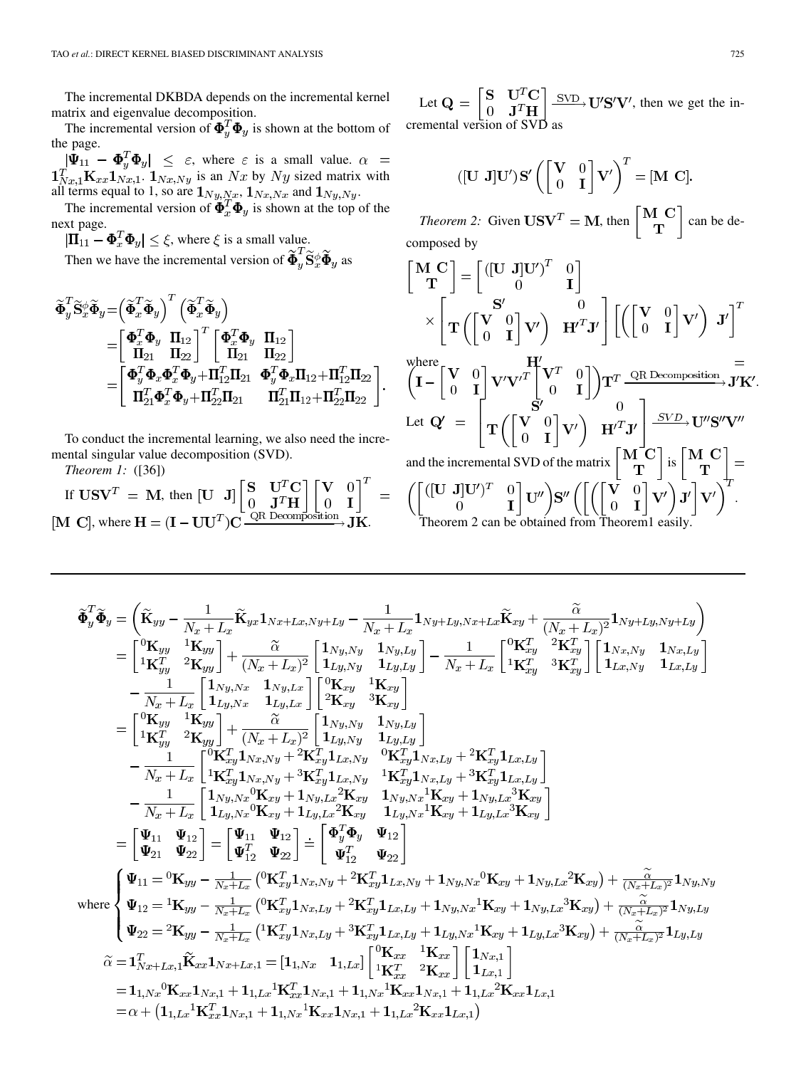The incremental DKBDA depends on the incremental kernel matrix and eigenvalue decomposition.

The incremental version of $\mathbf{\Phi}_y^T\mathbf{\Phi}_y$ is shown at the bottom of the page.

$|\mathbf{\Psi}_{11} - \mathbf{\Phi}_y^T\mathbf{\Phi}_y| \leq \varepsilon$, where $\varepsilon$ is a small value. $\alpha = \mathbf{1}_{Nx,1}^T\mathbf{K}_{xx}\mathbf{1}_{Nx,1}$. $\mathbf{1}_{Nx,Ny}$ is an $Nx$ by $Ny$ sized matrix with all terms equal to 1, so are $\mathbf{1}_{Ny,Nx}$, $\mathbf{1}_{Nx,Nx}$ and $\mathbf{1}_{Ny,Ny}$.

The incremental version of $\mathbf{\Phi}_x^T\mathbf{\Phi}_y$ is shown at the top of the next page.

$|\mathbf{\Pi}_{11} - \mathbf{\Phi}_x^T\mathbf{\Phi}_y| \leq \xi$, where $\xi$ is a small value.

Then we have the incremental version of $\widetilde{\mathbf{\Phi}}_y^T\widetilde{\mathbf{S}}_x^\phi\widetilde{\mathbf{\Phi}}_y$ as

$$\begin{aligned}
\widetilde{\mathbf{\Phi}}_y^T\widetilde{\mathbf{S}}_x^\phi\widetilde{\mathbf{\Phi}}_y &= \left(\widetilde{\mathbf{\Phi}}_x^T\widetilde{\mathbf{\Phi}}_y\right)^T\left(\widetilde{\mathbf{\Phi}}_x^T\widetilde{\mathbf{\Phi}}_y\right) \\
&= \begin{bmatrix} \mathbf{\Phi}_x^T\mathbf{\Phi}_y & \mathbf{\Pi}_{12} \\ \mathbf{\Pi}_{21} & \mathbf{\Pi}_{22} \end{bmatrix}^T \begin{bmatrix} \mathbf{\Phi}_x^T\mathbf{\Phi}_y & \mathbf{\Pi}_{12} \\ \mathbf{\Pi}_{21} & \mathbf{\Pi}_{22} \end{bmatrix} \\
&= \begin{bmatrix} \mathbf{\Phi}_y^T\mathbf{\Phi}_x\mathbf{\Phi}_x^T\mathbf{\Phi}_y + \mathbf{\Pi}_{12}^T\mathbf{\Pi}_{21} & \mathbf{\Phi}_y^T\mathbf{\Phi}_x\mathbf{\Pi}_{12} + \mathbf{\Pi}_{12}^T\mathbf{\Pi}_{22} \\ \mathbf{\Pi}_{21}^T\mathbf{\Phi}_x^T\mathbf{\Phi}_y + \mathbf{\Pi}_{22}^T\mathbf{\Pi}_{21} & \mathbf{\Pi}_{21}^T\mathbf{\Pi}_{12} + \mathbf{\Pi}_{22}^T\mathbf{\Pi}_{22} \end{bmatrix}.
\end{aligned}$$

To conduct the incremental learning, we also need the incremental singular value decomposition (SVD).

*Theorem 1:* ([36])

If $\mathbf{USV}^T = \mathbf{M}$, then $[\mathbf{U} \;\; \mathbf{J}]\begin{bmatrix} \mathbf{S} & \mathbf{U}^T\mathbf{C} \\ 0 & \mathbf{J}^T\mathbf{H} \end{bmatrix}\begin{bmatrix} \mathbf{V} & 0 \\ 0 & \mathbf{I} \end{bmatrix}^T = [\mathbf{M} \;\; \mathbf{C}]$, where $\mathbf{H} = (\mathbf{I} - \mathbf{UU}^T)\mathbf{C} \xrightarrow{\text{QR Decomposition}} \mathbf{JK}$.

Let $\mathbf{Q} = \begin{bmatrix} \mathbf{S} & \mathbf{U}^T\mathbf{C} \\ 0 & \mathbf{J}^T\mathbf{H} \end{bmatrix} \xrightarrow{\text{SVD}} \mathbf{U}'\mathbf{S}'\mathbf{V}'$, then we get the incremental version of SVD as

$$([\mathbf{U} \;\; \mathbf{J}]\mathbf{U}')\mathbf{S}'\left(\begin{bmatrix} \mathbf{V} & 0 \\ 0 & \mathbf{I} \end{bmatrix}\mathbf{V}'\right)^T = [\mathbf{M} \;\; \mathbf{C}].$$

*Theorem 2:* Given $\mathbf{USV}^T = \mathbf{M}$, then $\begin{bmatrix} \mathbf{M} \;\; \mathbf{C} \\ \mathbf{T} \end{bmatrix}$ can be decomposed by

$$\begin{bmatrix} \mathbf{M} \;\; \mathbf{C} \\ \mathbf{T} \end{bmatrix} = \begin{bmatrix} ([\mathbf{U} \;\; \mathbf{J}]\mathbf{U}')^T & 0 \\ 0 & \mathbf{I} \end{bmatrix} \times \begin{bmatrix} \mathbf{S}' & 0 \\ \mathbf{T}\left(\begin{bmatrix} \mathbf{V} & 0 \\ 0 & \mathbf{I} \end{bmatrix}\mathbf{V}'\right) & \mathbf{H}'^T\mathbf{J}' \end{bmatrix}\left[\left(\begin{bmatrix} \mathbf{V} & 0 \\ 0 & \mathbf{I} \end{bmatrix}\mathbf{V}'\right) \;\; \mathbf{J}'\right]^T$$

where $\mathbf{H}' = \left(\mathbf{I} - \begin{bmatrix} \mathbf{V} & 0 \\ 0 & \mathbf{I} \end{bmatrix}\mathbf{V}'\mathbf{V}'^T\begin{bmatrix} \mathbf{V}^T & 0 \\ 0 & \mathbf{I} \end{bmatrix}\right)\mathbf{T}^T \xrightarrow{\text{QR Decomposition}} \mathbf{J}'\mathbf{K}'$.

Let $\mathbf{Q}' = \begin{bmatrix} \mathbf{S}' & 0 \\ \mathbf{T}\left(\begin{bmatrix} \mathbf{V} & 0 \\ 0 & \mathbf{I} \end{bmatrix}\mathbf{V}'\right) & \mathbf{H}'^T\mathbf{J}' \end{bmatrix} \xrightarrow{SVD} \mathbf{U}''\mathbf{S}''\mathbf{V}''$

and the incremental SVD of the matrix $\begin{bmatrix} \mathbf{M} \;\; \mathbf{C} \\ \mathbf{T} \end{bmatrix}$ is $\begin{bmatrix} \mathbf{M} \;\; \mathbf{C} \\ \mathbf{T} \end{bmatrix} = \left(\begin{bmatrix} ([\mathbf{U} \;\; \mathbf{J}]\mathbf{U}')^T & 0 \\ 0 & \mathbf{I} \end{bmatrix}\mathbf{U}''\right)\mathbf{S}''\left(\left[\left(\begin{bmatrix} \mathbf{V} & 0 \\ 0 & \mathbf{I} \end{bmatrix}\mathbf{V}'\right)\mathbf{J}'\right]\mathbf{V}'\right)^T$.

Theorem 2 can be obtained from Theorem1 easily.

$$\begin{aligned}
\widetilde{\mathbf{\Phi}}_y^T\widetilde{\mathbf{\Phi}}_y &= \left(\widetilde{\mathbf{K}}_{yy} - \frac{1}{N_x+L_x}\widetilde{\mathbf{K}}_{yx}\mathbf{1}_{Nx+Lx,Ny+Ly} - \frac{1}{N_x+L_x}\mathbf{1}_{Ny+Ly,Nx+Lx}\widetilde{\mathbf{K}}_{xy} + \frac{\widetilde{\alpha}}{(N_x+L_x)^2}\mathbf{1}_{Ny+Ly,Ny+Ly}\right) \\
&= \begin{bmatrix} {}^0\mathbf{K}_{yy} & {}^1\mathbf{K}_{yy} \\ {}^1\mathbf{K}_{yy}^T & {}^2\mathbf{K}_{yy} \end{bmatrix} + \frac{\widetilde{\alpha}}{(N_x+L_x)^2}\begin{bmatrix} \mathbf{1}_{Ny,Ny} & \mathbf{1}_{Ny,Ly} \\ \mathbf{1}_{Ly,Ny} & \mathbf{1}_{Ly,Ly} \end{bmatrix} - \frac{1}{N_x+L_x}\begin{bmatrix} {}^0\mathbf{K}_{xy}^T & {}^2\mathbf{K}_{xy}^T \\ {}^1\mathbf{K}_{xy}^T & {}^3\mathbf{K}_{xy}^T \end{bmatrix}\begin{bmatrix} \mathbf{1}_{Nx,Ny} & \mathbf{1}_{Nx,Ly} \\ \mathbf{1}_{Lx,Ny} & \mathbf{1}_{Lx,Ly} \end{bmatrix} \\
&\quad - \frac{1}{N_x+L_x}\begin{bmatrix} \mathbf{1}_{Ny,Nx} & \mathbf{1}_{Ny,Lx} \\ \mathbf{1}_{Ly,Nx} & \mathbf{1}_{Ly,Lx} \end{bmatrix}\begin{bmatrix} {}^0\mathbf{K}_{xy} & {}^1\mathbf{K}_{xy} \\ {}^2\mathbf{K}_{xy} & {}^3\mathbf{K}_{xy} \end{bmatrix} \\
&= \begin{bmatrix} {}^0\mathbf{K}_{yy} & {}^1\mathbf{K}_{yy} \\ {}^1\mathbf{K}_{yy}^T & {}^2\mathbf{K}_{yy} \end{bmatrix} + \frac{\widetilde{\alpha}}{(N_x+L_x)^2}\begin{bmatrix} \mathbf{1}_{Ny,Ny} & \mathbf{1}_{Ny,Ly} \\ \mathbf{1}_{Ly,Ny} & \mathbf{1}_{Ly,Ly} \end{bmatrix} \\
&\quad - \frac{1}{N_x+L_x}\begin{bmatrix} {}^0\mathbf{K}_{xy}^T\mathbf{1}_{Nx,Ny} + {}^2\mathbf{K}_{xy}^T\mathbf{1}_{Lx,Ny} & {}^0\mathbf{K}_{xy}^T\mathbf{1}_{Nx,Ly} + {}^2\mathbf{K}_{xy}^T\mathbf{1}_{Lx,Ly} \\ {}^1\mathbf{K}_{xy}^T\mathbf{1}_{Nx,Ny} + {}^3\mathbf{K}_{xy}^T\mathbf{1}_{Lx,Ny} & {}^1\mathbf{K}_{xy}^T\mathbf{1}_{Nx,Ly} + {}^3\mathbf{K}_{xy}^T\mathbf{1}_{Lx,Ly} \end{bmatrix} \\
&\quad - \frac{1}{N_x+L_x}\begin{bmatrix} \mathbf{1}_{Ny,Nx}{}^0\mathbf{K}_{xy} + \mathbf{1}_{Ny,Lx}{}^2\mathbf{K}_{xy} & \mathbf{1}_{Ny,Nx}{}^1\mathbf{K}_{xy} + \mathbf{1}_{Ny,Lx}{}^3\mathbf{K}_{xy} \\ \mathbf{1}_{Ly,Nx}{}^0\mathbf{K}_{xy} + \mathbf{1}_{Ly,Lx}{}^2\mathbf{K}_{xy} & \mathbf{1}_{Ly,Nx}{}^1\mathbf{K}_{xy} + \mathbf{1}_{Ly,Lx}{}^3\mathbf{K}_{xy} \end{bmatrix} \\
&= \begin{bmatrix} \mathbf{\Psi}_{11} & \mathbf{\Psi}_{12} \\ \mathbf{\Psi}_{21} & \mathbf{\Psi}_{22} \end{bmatrix} = \begin{bmatrix} \mathbf{\Psi}_{11} & \mathbf{\Psi}_{12} \\ \mathbf{\Psi}_{12}^T & \mathbf{\Psi}_{22} \end{bmatrix} \doteq \begin{bmatrix} \mathbf{\Phi}_y^T\mathbf{\Phi}_y & \mathbf{\Psi}_{12} \\ \mathbf{\Psi}_{12}^T & \mathbf{\Psi}_{22} \end{bmatrix}
\end{aligned}$$

$$\text{where}\begin{cases}
\mathbf{\Psi}_{11} = {}^0\mathbf{K}_{yy} - \frac{1}{N_x+L_x}\left({}^0\mathbf{K}_{xy}^T\mathbf{1}_{Nx,Ny} + {}^2\mathbf{K}_{xy}^T\mathbf{1}_{Lx,Ny} + \mathbf{1}_{Ny,Nx}{}^0\mathbf{K}_{xy} + \mathbf{1}_{Ny,Lx}{}^2\mathbf{K}_{xy}\right) + \frac{\widetilde{\alpha}}{(N_x+L_x)^2}\mathbf{1}_{Ny,Ny} \\
\mathbf{\Psi}_{12} = {}^1\mathbf{K}_{yy} - \frac{1}{N_x+L_x}\left({}^0\mathbf{K}_{xy}^T\mathbf{1}_{Nx,Ly} + {}^2\mathbf{K}_{xy}^T\mathbf{1}_{Lx,Ly} + \mathbf{1}_{Ny,Nx}{}^1\mathbf{K}_{xy} + \mathbf{1}_{Ny,Lx}{}^3\mathbf{K}_{xy}\right) + \frac{\widetilde{\alpha}}{(N_x+L_x)^2}\mathbf{1}_{Ny,Ly} \\
\mathbf{\Psi}_{22} = {}^2\mathbf{K}_{yy} - \frac{1}{N_x+L_x}\left({}^1\mathbf{K}_{xy}^T\mathbf{1}_{Nx,Ly} + {}^3\mathbf{K}_{xy}^T\mathbf{1}_{Lx,Ly} + \mathbf{1}_{Ly,Nx}{}^1\mathbf{K}_{xy} + \mathbf{1}_{Ly,Lx}{}^3\mathbf{K}_{xy}\right) + \frac{\widetilde{\alpha}}{(N_x+L_x)^2}\mathbf{1}_{Ly,Ly}
\end{cases}$$

$$\begin{aligned}
\widetilde{\alpha} &= \mathbf{1}_{Nx+Lx,1}^T\widetilde{\mathbf{K}}_{xx}\mathbf{1}_{Nx+Lx,1} = [\mathbf{1}_{1,Nx} \;\; \mathbf{1}_{1,Lx}]\begin{bmatrix} {}^0\mathbf{K}_{xx} & {}^1\mathbf{K}_{xx} \\ {}^1\mathbf{K}_{xx}^T & {}^2\mathbf{K}_{xx} \end{bmatrix}\begin{bmatrix} \mathbf{1}_{Nx,1} \\ \mathbf{1}_{Lx,1} \end{bmatrix} \\
&= \mathbf{1}_{1,Nx}{}^0\mathbf{K}_{xx}\mathbf{1}_{Nx,1} + \mathbf{1}_{1,Lx}{}^1\mathbf{K}_{xx}^T\mathbf{1}_{Nx,1} + \mathbf{1}_{1,Nx}{}^1\mathbf{K}_{xx}\mathbf{1}_{Nx,1} + \mathbf{1}_{1,Lx}{}^2\mathbf{K}_{xx}\mathbf{1}_{Lx,1} \\
&= \alpha + \left(\mathbf{1}_{1,Lx}{}^1\mathbf{K}_{xx}^T\mathbf{1}_{Nx,1} + \mathbf{1}_{1,Nx}{}^1\mathbf{K}_{xx}\mathbf{1}_{Nx,1} + \mathbf{1}_{1,Lx}{}^2\mathbf{K}_{xx}\mathbf{1}_{Lx,1}\right)
\end{aligned}$$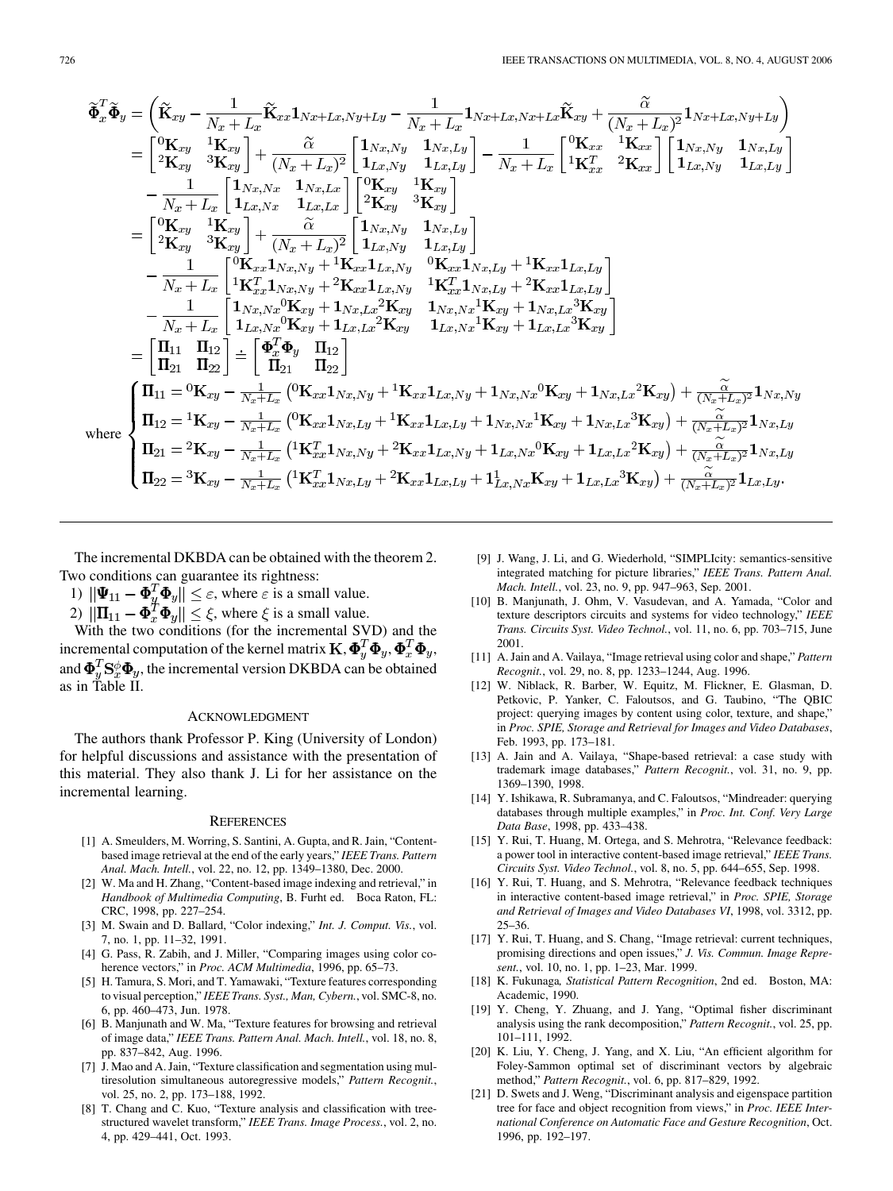$$
\begin{aligned}
\widetilde{\boldsymbol{\Phi}}_x^T \widetilde{\boldsymbol{\Phi}}_y &= \left( \widetilde{\mathbf{K}}_{xy} - \frac{1}{N_x + L_x} \widetilde{\mathbf{K}}_{xx} \mathbf{1}_{Nx+Lx,Ny+Ly} - \frac{1}{N_x+L_x} \mathbf{1}_{Nx+Lx,Nx+Lx} \widetilde{\mathbf{K}}_{xy} + \frac{\widetilde{\alpha}}{(N_x+L_x)^2} \mathbf{1}_{Nx+Lx,Ny+Ly} \right) \\
&= \begin{bmatrix} {}^0\mathbf{K}_{xy} & {}^1\mathbf{K}_{xy} \\ {}^2\mathbf{K}_{xy} & {}^3\mathbf{K}_{xy} \end{bmatrix} + \frac{\widetilde{\alpha}}{(N_x+L_x)^2} \begin{bmatrix} \mathbf{1}_{Nx,Ny} & \mathbf{1}_{Nx,Ly} \\ \mathbf{1}_{Lx,Ny} & \mathbf{1}_{Lx,Ly} \end{bmatrix} - \frac{1}{N_x+L_x} \begin{bmatrix} {}^0\mathbf{K}_{xx} & {}^1\mathbf{K}_{xx} \\ {}^1\mathbf{K}_{xx}^T & {}^2\mathbf{K}_{xx} \end{bmatrix} \begin{bmatrix} \mathbf{1}_{Nx,Ny} & \mathbf{1}_{Nx,Ly} \\ \mathbf{1}_{Lx,Ny} & \mathbf{1}_{Lx,Ly} \end{bmatrix} \\
&\quad - \frac{1}{N_x+L_x} \begin{bmatrix} \mathbf{1}_{Nx,Nx} & \mathbf{1}_{Nx,Lx} \\ \mathbf{1}_{Lx,Nx} & \mathbf{1}_{Lx,Lx} \end{bmatrix} \begin{bmatrix} {}^0\mathbf{K}_{xy} & {}^1\mathbf{K}_{xy} \\ {}^2\mathbf{K}_{xy} & {}^3\mathbf{K}_{xy} \end{bmatrix} \\
&= \begin{bmatrix} {}^0\mathbf{K}_{xy} & {}^1\mathbf{K}_{xy} \\ {}^2\mathbf{K}_{xy} & {}^3\mathbf{K}_{xy} \end{bmatrix} + \frac{\widetilde{\alpha}}{(N_x+L_x)^2} \begin{bmatrix} \mathbf{1}_{Nx,Ny} & \mathbf{1}_{Nx,Ly} \\ \mathbf{1}_{Lx,Ny} & \mathbf{1}_{Lx,Ly} \end{bmatrix} \\
&\quad - \frac{1}{N_x+L_x} \begin{bmatrix} {}^0\mathbf{K}_{xx}\mathbf{1}_{Nx,Ny} + {}^1\mathbf{K}_{xx}\mathbf{1}_{Lx,Ny} & {}^0\mathbf{K}_{xx}\mathbf{1}_{Nx,Ly} + {}^1\mathbf{K}_{xx}\mathbf{1}_{Lx,Ly} \\ {}^1\mathbf{K}_{xx}^T\mathbf{1}_{Nx,Ny} + {}^2\mathbf{K}_{xx}\mathbf{1}_{Lx,Ny} & {}^1\mathbf{K}_{xx}^T\mathbf{1}_{Nx,Ly} + {}^2\mathbf{K}_{xx}\mathbf{1}_{Lx,Ly} \end{bmatrix} \\
&\quad - \frac{1}{N_x+L_x} \begin{bmatrix} \mathbf{1}_{Nx,Nx}{}^0\mathbf{K}_{xy} + \mathbf{1}_{Nx,Lx}{}^2\mathbf{K}_{xy} & \mathbf{1}_{Nx,Nx}{}^1\mathbf{K}_{xy} + \mathbf{1}_{Nx,Lx}{}^3\mathbf{K}_{xy} \\ \mathbf{1}_{Lx,Nx}{}^0\mathbf{K}_{xy} + \mathbf{1}_{Lx,Lx}{}^2\mathbf{K}_{xy} & \mathbf{1}_{Lx,Nx}{}^1\mathbf{K}_{xy} + \mathbf{1}_{Lx,Lx}{}^3\mathbf{K}_{xy} \end{bmatrix} \\
&= \begin{bmatrix} \boldsymbol{\Pi}_{11} & \boldsymbol{\Pi}_{12} \\ \boldsymbol{\Pi}_{21} & \boldsymbol{\Pi}_{22} \end{bmatrix} \doteq \begin{bmatrix} \boldsymbol{\Phi}_x^T \boldsymbol{\Phi}_y & \boldsymbol{\Pi}_{12} \\ \boldsymbol{\Pi}_{21} & \boldsymbol{\Pi}_{22} \end{bmatrix}
\end{aligned}
$$

where

$$
\begin{cases}
\boldsymbol{\Pi}_{11} = {}^0\mathbf{K}_{xy} - \frac{1}{N_x+L_x}\left({}^0\mathbf{K}_{xx}\mathbf{1}_{Nx,Ny} + {}^1\mathbf{K}_{xx}\mathbf{1}_{Lx,Ny} + \mathbf{1}_{Nx,Nx}{}^0\mathbf{K}_{xy} + \mathbf{1}_{Nx,Lx}{}^2\mathbf{K}_{xy}\right) + \frac{\widetilde{\alpha}}{(N_x+L_x)^2}\mathbf{1}_{Nx,Ny} \\
\boldsymbol{\Pi}_{12} = {}^1\mathbf{K}_{xy} - \frac{1}{N_x+L_x}\left({}^0\mathbf{K}_{xx}\mathbf{1}_{Nx,Ly} + {}^1\mathbf{K}_{xx}\mathbf{1}_{Lx,Ly} + \mathbf{1}_{Nx,Nx}{}^1\mathbf{K}_{xy} + \mathbf{1}_{Nx,Lx}{}^3\mathbf{K}_{xy}\right) + \frac{\widetilde{\alpha}}{(N_x+L_x)^2}\mathbf{1}_{Nx,Ly} \\
\boldsymbol{\Pi}_{21} = {}^2\mathbf{K}_{xy} - \frac{1}{N_x+L_x}\left({}^1\mathbf{K}_{xx}^T\mathbf{1}_{Nx,Ny} + {}^2\mathbf{K}_{xx}\mathbf{1}_{Lx,Ny} + \mathbf{1}_{Lx,Nx}{}^0\mathbf{K}_{xy} + \mathbf{1}_{Lx,Lx}{}^2\mathbf{K}_{xy}\right) + \frac{\widetilde{\alpha}}{(N_x+L_x)^2}\mathbf{1}_{Nx,Ly} \\
\boldsymbol{\Pi}_{22} = {}^3\mathbf{K}_{xy} - \frac{1}{N_x+L_x}\left({}^1\mathbf{K}_{xx}^T\mathbf{1}_{Nx,Ly} + {}^2\mathbf{K}_{xx}\mathbf{1}_{Lx,Ly} + \mathbf{1}_{Lx,Nx}^1\mathbf{K}_{xy} + \mathbf{1}_{Lx,Lx}{}^3\mathbf{K}_{xy}\right) + \frac{\widetilde{\alpha}}{(N_x+L_x)^2}\mathbf{1}_{Lx,Ly}.
\end{cases}
$$

The incremental DKBDA can be obtained with the theorem 2. Two conditions can guarantee its rightness:

1) $\|\boldsymbol{\Psi}_{11} - \boldsymbol{\Phi}_y^T\boldsymbol{\Phi}_y\| \le \varepsilon$, where $\varepsilon$ is a small value.
2) $\|\boldsymbol{\Pi}_{11} - \boldsymbol{\Phi}_x^T\boldsymbol{\Phi}_y\| \le \xi$, where $\xi$ is a small value.

With the two conditions (for the incremental SVD) and the incremental computation of the kernel matrix $\mathbf{K}, \boldsymbol{\Phi}_y^T\boldsymbol{\Phi}_y, \boldsymbol{\Phi}_x^T\boldsymbol{\Phi}_y$, and $\boldsymbol{\Phi}_y^T\mathbf{S}_x^\phi\boldsymbol{\Phi}_y$, the incremental version DKBDA can be obtained as in Table II.

## Acknowledgment

The authors thank Professor P. King (University of London) for helpful discussions and assistance with the presentation of this material. They also thank J. Li for her assistance on the incremental learning.

## References

[1] A. Smeulders, M. Worring, S. Santini, A. Gupta, and R. Jain, "Content-based image retrieval at the end of the early years," *IEEE Trans. Pattern Anal. Mach. Intell.*, vol. 22, no. 12, pp. 1349–1380, Dec. 2000.

[2] W. Ma and H. Zhang, "Content-based image indexing and retrieval," in *Handbook of Multimedia Computing*, B. Furht ed. Boca Raton, FL: CRC, 1998, pp. 227–254.

[3] M. Swain and D. Ballard, "Color indexing," *Int. J. Comput. Vis.*, vol. 7, no. 1, pp. 11–32, 1991.

[4] G. Pass, R. Zabih, and J. Miller, "Comparing images using color coherence vectors," in *Proc. ACM Multimedia*, 1996, pp. 65–73.

[5] H. Tamura, S. Mori, and T. Yamawaki, "Texture features corresponding to visual perception," *IEEE Trans. Syst., Man, Cybern.*, vol. SMC-8, no. 6, pp. 460–473, Jun. 1978.

[6] B. Manjunath and W. Ma, "Texture features for browsing and retrieval of image data," *IEEE Trans. Pattern Anal. Mach. Intell.*, vol. 18, no. 8, pp. 837–842, Aug. 1996.

[7] J. Mao and A. Jain, "Texture classification and segmentation using multiresolution simultaneous autoregressive models," *Pattern Recognit.*, vol. 25, no. 2, pp. 173–188, 1992.

[8] T. Chang and C. Kuo, "Texture analysis and classification with tree-structured wavelet transform," *IEEE Trans. Image Process.*, vol. 2, no. 4, pp. 429–441, Oct. 1993.

[9] J. Wang, J. Li, and G. Wiederhold, "SIMPLIcity: semantics-sensitive integrated matching for picture libraries," *IEEE Trans. Pattern Anal. Mach. Intell.*, vol. 23, no. 9, pp. 947–963, Sep. 2001.

[10] B. Manjunath, J. Ohm, V. Vasudevan, and A. Yamada, "Color and texture descriptors circuits and systems for video technology," *IEEE Trans. Circuits Syst. Video Technol.*, vol. 11, no. 6, pp. 703–715, June 2001.

[11] A. Jain and A. Vailaya, "Image retrieval using color and shape," *Pattern Recognit.*, vol. 29, no. 8, pp. 1233–1244, Aug. 1996.

[12] W. Niblack, R. Barber, W. Equitz, M. Flickner, E. Glasman, D. Petkovic, P. Yanker, C. Faloutsos, and G. Taubino, "The QBIC project: querying images by content using color, texture, and shape," in *Proc. SPIE, Storage and Retrieval for Images and Video Databases*, Feb. 1993, pp. 173–181.

[13] A. Jain and A. Vailaya, "Shape-based retrieval: a case study with trademark image databases," *Pattern Recognit.*, vol. 31, no. 9, pp. 1369–1390, 1998.

[14] Y. Ishikawa, R. Subramanya, and C. Faloutsos, "Mindreader: querying databases through multiple examples," in *Proc. Int. Conf. Very Large Data Base*, 1998, pp. 433–438.

[15] Y. Rui, T. Huang, M. Ortega, and S. Mehrotra, "Relevance feedback: a power tool in interactive content-based image retrieval," *IEEE Trans. Circuits Syst. Video Technol.*, vol. 8, no. 5, pp. 644–655, Sep. 1998.

[16] Y. Rui, T. Huang, and S. Mehrotra, "Relevance feedback techniques in interactive content-based image retrieval," in *Proc. SPIE, Storage and Retrieval of Images and Video Databases VI*, 1998, vol. 3312, pp. 25–36.

[17] Y. Rui, T. Huang, and S. Chang, "Image retrieval: current techniques, promising directions and open issues," *J. Vis. Commun. Image Represent.*, vol. 10, no. 1, pp. 1–23, Mar. 1999.

[18] K. Fukunaga*, Statistical Pattern Recognition*, 2nd ed. Boston, MA: Academic, 1990.

[19] Y. Cheng, Y. Zhuang, and J. Yang, "Optimal fisher discriminant analysis using the rank decomposition," *Pattern Recognit.*, vol. 25, pp. 101–111, 1992.

[20] K. Liu, Y. Cheng, J. Yang, and X. Liu, "An efficient algorithm for Foley-Sammon optimal set of discriminant vectors by algebraic method," *Pattern Recognit.*, vol. 6, pp. 817–829, 1992.

[21] D. Swets and J. Weng, "Discriminant analysis and eigenspace partition tree for face and object recognition from views," in *Proc. IEEE International Conference on Automatic Face and Gesture Recognition*, Oct. 1996, pp. 192–197.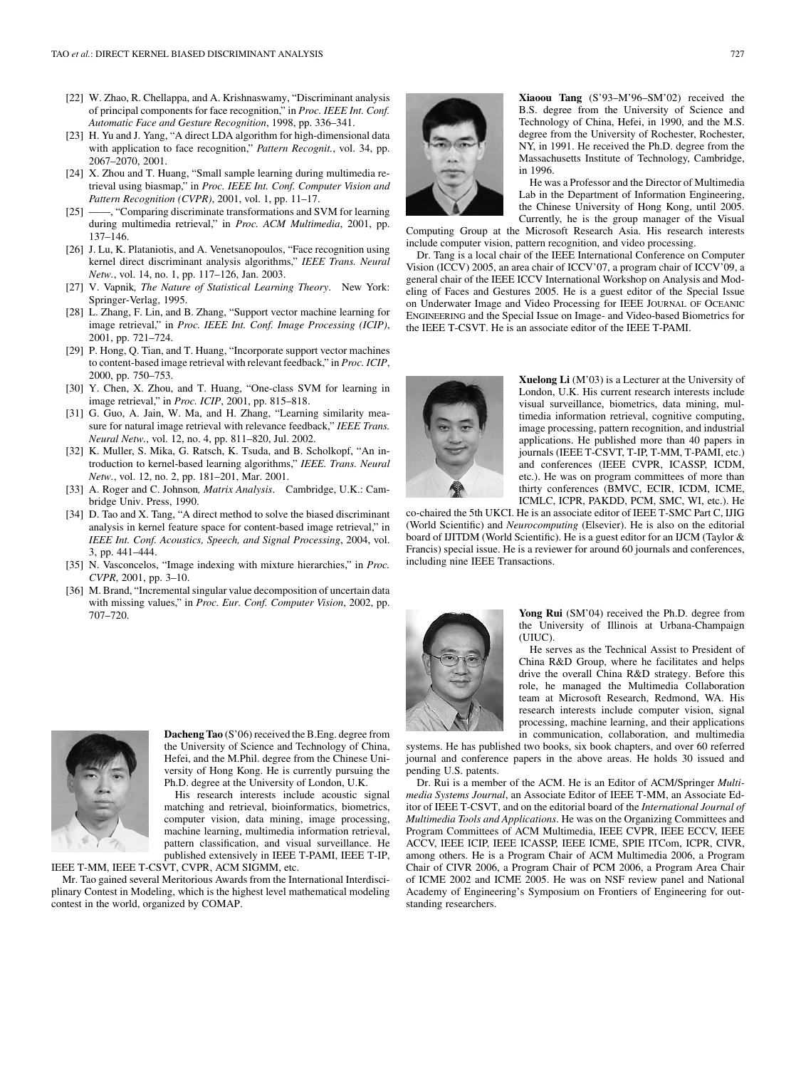[22] W. Zhao, R. Chellappa, and A. Krishnaswamy, "Discriminant analysis of principal components for face recognition," in *Proc. IEEE Int. Conf. Automatic Face and Gesture Recognition*, 1998, pp. 336–341.

[23] H. Yu and J. Yang, "A direct LDA algorithm for high-dimensional data with application to face recognition," *Pattern Recognit.*, vol. 34, pp. 2067–2070, 2001.

[24] X. Zhou and T. Huang, "Small sample learning during multimedia retrieval using biasmap," in *Proc. IEEE Int. Conf. Computer Vision and Pattern Recognition (CVPR)*, 2001, vol. 1, pp. 11–17.

[25] ——, "Comparing discriminate transformations and SVM for learning during multimedia retrieval," in *Proc. ACM Multimedia*, 2001, pp. 137–146.

[26] J. Lu, K. Plataniotis, and A. Venetsanopoulos, "Face recognition using kernel direct discriminant analysis algorithms," *IEEE Trans. Neural Netw.*, vol. 14, no. 1, pp. 117–126, Jan. 2003.

[27] V. Vapnik, *The Nature of Statistical Learning Theory*. New York: Springer-Verlag, 1995.

[28] L. Zhang, F. Lin, and B. Zhang, "Support vector machine learning for image retrieval," in *Proc. IEEE Int. Conf. Image Processing (ICIP)*, 2001, pp. 721–724.

[29] P. Hong, Q. Tian, and T. Huang, "Incorporate support vector machines to content-based image retrieval with relevant feedback," in *Proc. ICIP*, 2000, pp. 750–753.

[30] Y. Chen, X. Zhou, and T. Huang, "One-class SVM for learning in image retrieval," in *Proc. ICIP*, 2001, pp. 815–818.

[31] G. Guo, A. Jain, W. Ma, and H. Zhang, "Learning similarity measure for natural image retrieval with relevance feedback," *IEEE Trans. Neural Netw.*, vol. 12, no. 4, pp. 811–820, Jul. 2002.

[32] K. Muller, S. Mika, G. Ratsch, K. Tsuda, and B. Scholkopf, "An introduction to kernel-based learning algorithms," *IEEE. Trans. Neural Netw.*, vol. 12, no. 2, pp. 181–201, Mar. 2001.

[33] A. Roger and C. Johnson, *Matrix Analysis*. Cambridge, U.K.: Cambridge Univ. Press, 1990.

[34] D. Tao and X. Tang, "A direct method to solve the biased discriminant analysis in kernel feature space for content-based image retrieval," in *IEEE Int. Conf. Acoustics, Speech, and Signal Processing*, 2004, vol. 3, pp. 441–444.

[35] N. Vasconcelos, "Image indexing with mixture hierarchies," in *Proc. CVPR*, 2001, pp. 3–10.

[36] M. Brand, "Incremental singular value decomposition of uncertain data with missing values," in *Proc. Eur. Conf. Computer Vision*, 2002, pp. 707–720.

**Dacheng Tao** (S'06) received the B.Eng. degree from the University of Science and Technology of China, Hefei, and the M.Phil. degree from the Chinese University of Hong Kong. He is currently pursuing the Ph.D. degree at the University of London, U.K.

His research interests include acoustic signal matching and retrieval, bioinformatics, biometrics, computer vision, data mining, image processing, machine learning, multimedia information retrieval, pattern classification, and visual surveillance. He published extensively in IEEE T-PAMI, IEEE T-IP, IEEE T-MM, IEEE T-CSVT, CVPR, ACM SIGMM, etc.

Mr. Tao gained several Meritorious Awards from the International Interdisciplinary Contest in Modeling, which is the highest level mathematical modeling contest in the world, organized by COMAP.

**Xiaoou Tang** (S'93–M'96–SM'02) received the B.S. degree from the University of Science and Technology of China, Hefei, in 1990, and the M.S. degree from the University of Rochester, Rochester, NY, in 1991. He received the Ph.D. degree from the Massachusetts Institute of Technology, Cambridge, in 1996.

He was a Professor and the Director of Multimedia Lab in the Department of Information Engineering, the Chinese University of Hong Kong, until 2005. Currently, he is the group manager of the Visual Computing Group at the Microsoft Research Asia. His research interests include computer vision, pattern recognition, and video processing.

Dr. Tang is a local chair of the IEEE International Conference on Computer Vision (ICCV) 2005, an area chair of ICCV'07, a program chair of ICCV'09, a general chair of the IEEE ICCV International Workshop on Analysis and Modeling of Faces and Gestures 2005. He is a guest editor of the Special Issue on Underwater Image and Video Processing for IEEE JOURNAL OF OCEANIC ENGINEERING and the Special Issue on Image- and Video-based Biometrics for the IEEE T-CSVT. He is an associate editor of the IEEE T-PAMI.

**Xuelong Li** (M'03) is a Lecturer at the University of London, U.K. His current research interests include visual surveillance, biometrics, data mining, multimedia information retrieval, cognitive computing, image processing, pattern recognition, and industrial applications. He published more than 40 papers in journals (IEEE T-CSVT, T-IP, T-MM, T-PAMI, etc.) and conferences (IEEE CVPR, ICASSP, ICDM, etc.). He was on program committees of more than thirty conferences (BMVC, ECIR, ICDM, ICME, ICMLC, ICPR, PAKDD, PCM, SMC, WI, etc.). He co-chaired the 5th UKCI. He is an associate editor of IEEE T-SMC Part C, IJIG (World Scientific) and *Neurocomputing* (Elsevier). He is also on the editorial board of IJITDM (World Scientific). He is a guest editor for an IJCM (Taylor & Francis) special issue. He is a reviewer for around 60 journals and conferences, including nine IEEE Transactions.

**Yong Rui** (SM'04) received the Ph.D. degree from the University of Illinois at Urbana-Champaign (UIUC).

He serves as the Technical Assist to President of China R&D Group, where he facilitates and helps drive the overall China R&D strategy. Before this role, he managed the Multimedia Collaboration team at Microsoft Research, Redmond, WA. His research interests include computer vision, signal processing, machine learning, and their applications in communication, collaboration, and multimedia systems. He has published two books, six book chapters, and over 60 referred journal and conference papers in the above areas. He holds 30 issued and pending U.S. patents.

Dr. Rui is a member of the ACM. He is an Editor of ACM/Springer *Multimedia Systems Journal*, an Associate Editor of IEEE T-MM, an Associate Editor of IEEE T-CSVT, and on the editorial board of the *International Journal of Multimedia Tools and Applications*. He was on the Organizing Committees and Program Committees of ACM Multimedia, IEEE CVPR, IEEE ECCV, IEEE ACCV, IEEE ICIP, IEEE ICASSP, IEEE ICME, SPIE ITCom, ICPR, CIVR, among others. He is a Program Chair of ACM Multimedia 2006, a Program Chair of CIVR 2006, a Program Chair of PCM 2006, a Program Area Chair of ICME 2002 and ICME 2005. He was on NSF review panel and National Academy of Engineering's Symposium on Frontiers of Engineering for outstanding researchers.